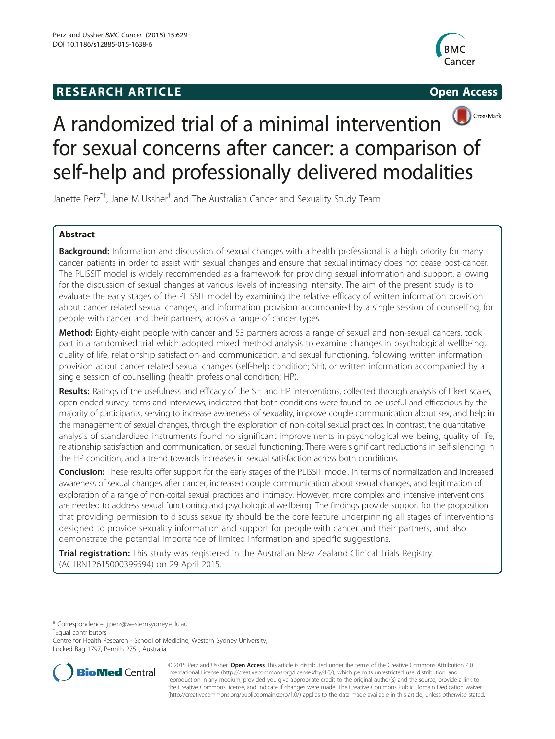**RESEARCH ARTICLE** **Open Access**

# A randomized trial of a minimal intervention for sexual concerns after cancer: a comparison of self-help and professionally delivered modalities

Janette Perz[*†], Jane M Ussher[†] and The Australian Cancer and Sexuality Study Team

## Abstract

**Background:** Information and discussion of sexual changes with a health professional is a high priority for many cancer patients in order to assist with sexual changes and ensure that sexual intimacy does not cease post-cancer. The PLISSIT model is widely recommended as a framework for providing sexual information and support, allowing for the discussion of sexual changes at various levels of increasing intensity. The aim of the present study is to evaluate the early stages of the PLISSIT model by examining the relative efficacy of written information provision about cancer related sexual changes, and information provision accompanied by a single session of counselling, for people with cancer and their partners, across a range of cancer types.

**Method:** Eighty-eight people with cancer and 53 partners across a range of sexual and non-sexual cancers, took part in a randomised trial which adopted mixed method analysis to examine changes in psychological wellbeing, quality of life, relationship satisfaction and communication, and sexual functioning, following written information provision about cancer related sexual changes (self-help condition; SH), or written information accompanied by a single session of counselling (health professional condition; HP).

**Results:** Ratings of the usefulness and efficacy of the SH and HP interventions, collected through analysis of Likert scales, open ended survey items and interviews, indicated that both conditions were found to be useful and efficacious by the majority of participants, serving to increase awareness of sexuality, improve couple communication about sex, and help in the management of sexual changes, through the exploration of non-coital sexual practices. In contrast, the quantitative analysis of standardized instruments found no significant improvements in psychological wellbeing, quality of life, relationship satisfaction and communication, or sexual functioning. There were significant reductions in self-silencing in the HP condition, and a trend towards increases in sexual satisfaction across both conditions.

**Conclusion:** These results offer support for the early stages of the PLISSIT model, in terms of normalization and increased awareness of sexual changes after cancer, increased couple communication about sexual changes, and legitimation of exploration of a range of non-coital sexual practices and intimacy. However, more complex and intensive interventions are needed to address sexual functioning and psychological wellbeing. The findings provide support for the proposition that providing permission to discuss sexuality should be the core feature underpinning all stages of interventions designed to provide sexuality information and support for people with cancer and their partners, and also demonstrate the potential importance of limited information and specific suggestions.

**Trial registration:** This study was registered in the Australian New Zealand Clinical Trials Registry. (ACTRN12615000399594) on 29 April 2015.

---

\* Correspondence: j.perz@westernsydney.edu.au

†Equal contributors

Centre for Health Research - School of Medicine, Western Sydney University, Locked Bag 1797, Penrith 2751, Australia

© 2015 Perz and Ussher. **Open Access** This article is distributed under the terms of the Creative Commons Attribution 4.0 International License (http://creativecommons.org/licenses/by/4.0/), which permits unrestricted use, distribution, and reproduction in any medium, provided you give appropriate credit to the original author(s) and the source, provide a link to the Creative Commons license, and indicate if changes were made. The Creative Commons Public Domain Dedication waiver (http://creativecommons.org/publicdomain/zero/1.0/) applies to the data made available in this article, unless otherwise stated.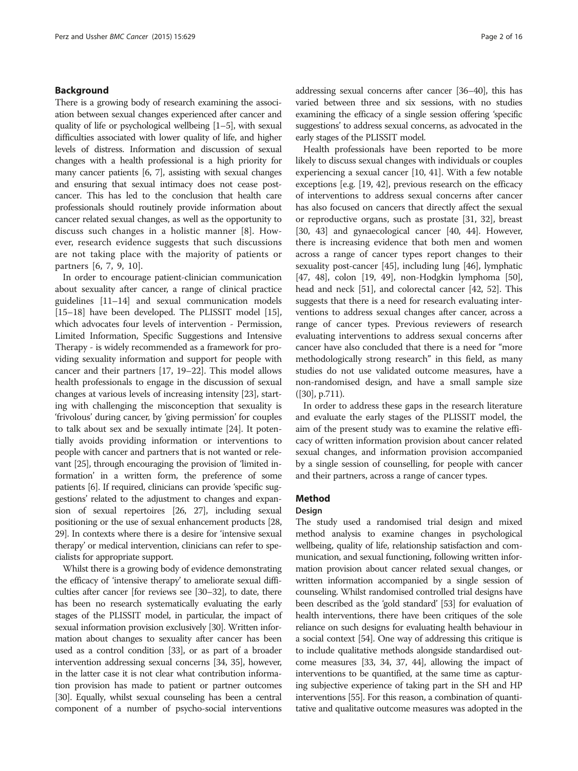## Background

There is a growing body of research examining the association between sexual changes experienced after cancer and quality of life or psychological wellbeing [1–5], with sexual difficulties associated with lower quality of life, and higher levels of distress. Information and discussion of sexual changes with a health professional is a high priority for many cancer patients [6, 7], assisting with sexual changes and ensuring that sexual intimacy does not cease post-cancer. This has led to the conclusion that health care professionals should routinely provide information about cancer related sexual changes, as well as the opportunity to discuss such changes in a holistic manner [8]. However, research evidence suggests that such discussions are not taking place with the majority of patients or partners [6, 7, 9, 10].

In order to encourage patient-clinician communication about sexuality after cancer, a range of clinical practice guidelines [11–14] and sexual communication models [15–18] have been developed. The PLISSIT model [15], which advocates four levels of intervention - Permission, Limited Information, Specific Suggestions and Intensive Therapy - is widely recommended as a framework for providing sexuality information and support for people with cancer and their partners [17, 19–22]. This model allows health professionals to engage in the discussion of sexual changes at various levels of increasing intensity [23], starting with challenging the misconception that sexuality is 'frivolous' during cancer, by 'giving permission' for couples to talk about sex and be sexually intimate [24]. It potentially avoids providing information or interventions to people with cancer and partners that is not wanted or relevant [25], through encouraging the provision of 'limited information' in a written form, the preference of some patients [6]. If required, clinicians can provide 'specific suggestions' related to the adjustment to changes and expansion of sexual repertoires [26, 27], including sexual positioning or the use of sexual enhancement products [28, 29]. In contexts where there is a desire for 'intensive sexual therapy' or medical intervention, clinicians can refer to specialists for appropriate support.

Whilst there is a growing body of evidence demonstrating the efficacy of 'intensive therapy' to ameliorate sexual difficulties after cancer [for reviews see [30–32], to date, there has been no research systematically evaluating the early stages of the PLISSIT model, in particular, the impact of sexual information provision exclusively [30]. Written information about changes to sexuality after cancer has been used as a control condition [33], or as part of a broader intervention addressing sexual concerns [34, 35], however, in the latter case it is not clear what contribution information provision has made to patient or partner outcomes [30]. Equally, whilst sexual counseling has been a central component of a number of psycho-social interventions addressing sexual concerns after cancer [36–40], this has varied between three and six sessions, with no studies examining the efficacy of a single session offering 'specific suggestions' to address sexual concerns, as advocated in the early stages of the PLISSIT model.

Health professionals have been reported to be more likely to discuss sexual changes with individuals or couples experiencing a sexual cancer [10, 41]. With a few notable exceptions [e.g. [19, 42], previous research on the efficacy of interventions to address sexual concerns after cancer has also focused on cancers that directly affect the sexual or reproductive organs, such as prostate [31, 32], breast [30, 43] and gynaecological cancer [40, 44]. However, there is increasing evidence that both men and women across a range of cancer types report changes to their sexuality post-cancer [45], including lung [46], lymphatic [47, 48], colon [19, 49], non-Hodgkin lymphoma [50], head and neck [51], and colorectal cancer [42, 52]. This suggests that there is a need for research evaluating interventions to address sexual changes after cancer, across a range of cancer types. Previous reviewers of research evaluating interventions to address sexual concerns after cancer have also concluded that there is a need for "more methodologically strong research" in this field, as many studies do not use validated outcome measures, have a non-randomised design, and have a small sample size ([30], p.711).

In order to address these gaps in the research literature and evaluate the early stages of the PLISSIT model, the aim of the present study was to examine the relative efficacy of written information provision about cancer related sexual changes, and information provision accompanied by a single session of counselling, for people with cancer and their partners, across a range of cancer types.

## Method

### Design

The study used a randomised trial design and mixed method analysis to examine changes in psychological wellbeing, quality of life, relationship satisfaction and communication, and sexual functioning, following written information provision about cancer related sexual changes, or written information accompanied by a single session of counseling. Whilst randomised controlled trial designs have been described as the 'gold standard' [53] for evaluation of health interventions, there have been critiques of the sole reliance on such designs for evaluating health behaviour in a social context [54]. One way of addressing this critique is to include qualitative methods alongside standardised outcome measures [33, 34, 37, 44], allowing the impact of interventions to be quantified, at the same time as capturing subjective experience of taking part in the SH and HP interventions [55]. For this reason, a combination of quantitative and qualitative outcome measures was adopted in the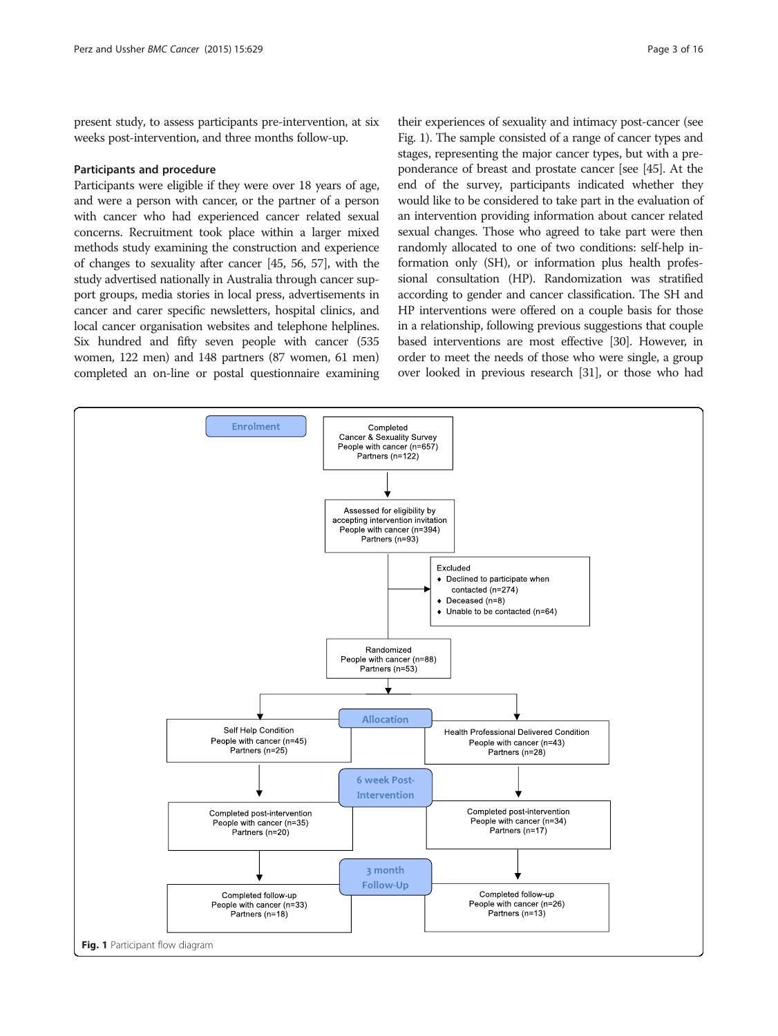present study, to assess participants pre-intervention, at six weeks post-intervention, and three months follow-up.

### Participants and procedure

Participants were eligible if they were over 18 years of age, and were a person with cancer, or the partner of a person with cancer who had experienced cancer related sexual concerns. Recruitment took place within a larger mixed methods study examining the construction and experience of changes to sexuality after cancer [45, 56, 57], with the study advertised nationally in Australia through cancer support groups, media stories in local press, advertisements in cancer and carer specific newsletters, hospital clinics, and local cancer organisation websites and telephone helplines. Six hundred and fifty seven people with cancer (535 women, 122 men) and 148 partners (87 women, 61 men) completed an on-line or postal questionnaire examining their experiences of sexuality and intimacy post-cancer (see Fig. 1). The sample consisted of a range of cancer types and stages, representing the major cancer types, but with a preponderance of breast and prostate cancer [see [45]. At the end of the survey, participants indicated whether they would like to be considered to take part in the evaluation of an intervention providing information about cancer related sexual changes. Those who agreed to take part were then randomly allocated to one of two conditions: self-help information only (SH), or information plus health professional consultation (HP). Randomization was stratified according to gender and cancer classification. The SH and HP interventions were offered on a couple basis for those in a relationship, following previous suggestions that couple based interventions are most effective [30]. However, in order to meet the needs of those who were single, a group over looked in previous research [31], or those who had

**Enrolment**

Completed Cancer & Sexuality Survey
People with cancer (n=657)
Partners (n=122)

Assessed for eligibility by accepting intervention invitation
People with cancer (n=394)
Partners (n=93)

Excluded
- Declined to participate when contacted (n=274)
- Deceased (n=8)
- Unable to be contacted (n=64)

Randomized
People with cancer (n=88)
Partners (n=53)

**Allocation**

Self Help Condition
People with cancer (n=45)
Partners (n=25)

Health Professional Delivered Condition
People with cancer (n=43)
Partners (n=28)

**6 week Post-Intervention**

Completed post-intervention
People with cancer (n=35)
Partners (n=20)

Completed post-intervention
People with cancer (n=34)
Partners (n=17)

**3 month Follow-Up**

Completed follow-up
People with cancer (n=33)
Partners (n=18)

Completed follow-up
People with cancer (n=26)
Partners (n=13)

**Fig. 1** Participant flow diagram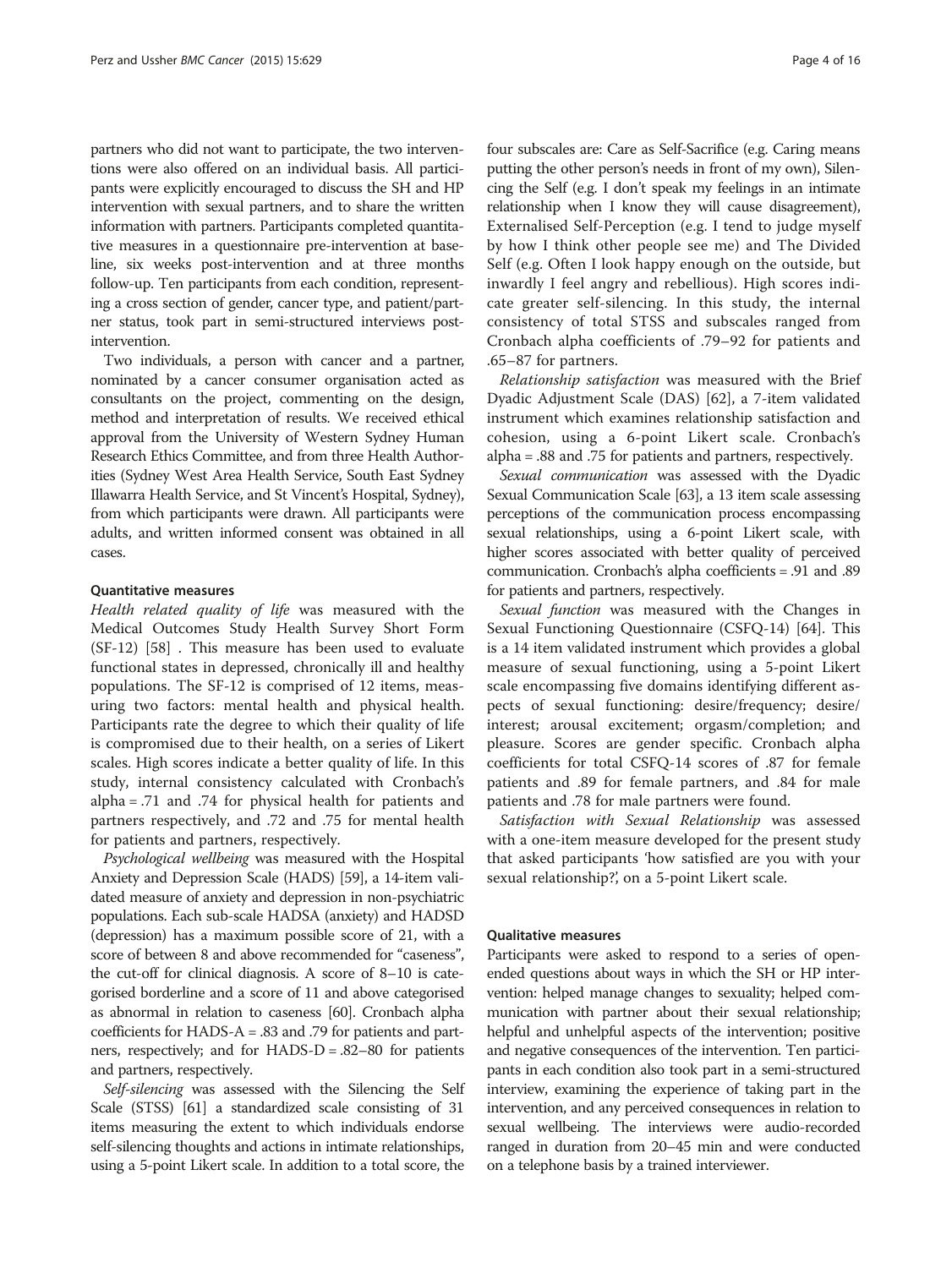partners who did not want to participate, the two interventions were also offered on an individual basis. All participants were explicitly encouraged to discuss the SH and HP intervention with sexual partners, and to share the written information with partners. Participants completed quantitative measures in a questionnaire pre-intervention at baseline, six weeks post-intervention and at three months follow-up. Ten participants from each condition, representing a cross section of gender, cancer type, and patient/partner status, took part in semi-structured interviews post-intervention.

Two individuals, a person with cancer and a partner, nominated by a cancer consumer organisation acted as consultants on the project, commenting on the design, method and interpretation of results. We received ethical approval from the University of Western Sydney Human Research Ethics Committee, and from three Health Authorities (Sydney West Area Health Service, South East Sydney Illawarra Health Service, and St Vincent's Hospital, Sydney), from which participants were drawn. All participants were adults, and written informed consent was obtained in all cases.

### Quantitative measures

*Health related quality of life* was measured with the Medical Outcomes Study Health Survey Short Form (SF-12) [58] . This measure has been used to evaluate functional states in depressed, chronically ill and healthy populations. The SF-12 is comprised of 12 items, measuring two factors: mental health and physical health. Participants rate the degree to which their quality of life is compromised due to their health, on a series of Likert scales. High scores indicate a better quality of life. In this study, internal consistency calculated with Cronbach's alpha = .71 and .74 for physical health for patients and partners respectively, and .72 and .75 for mental health for patients and partners, respectively.

*Psychological wellbeing* was measured with the Hospital Anxiety and Depression Scale (HADS) [59], a 14-item validated measure of anxiety and depression in non-psychiatric populations. Each sub-scale HADSA (anxiety) and HADSD (depression) has a maximum possible score of 21, with a score of between 8 and above recommended for "caseness", the cut-off for clinical diagnosis. A score of 8–10 is categorised borderline and a score of 11 and above categorised as abnormal in relation to caseness [60]. Cronbach alpha coefficients for HADS-A = .83 and .79 for patients and partners, respectively; and for HADS-D = .82–80 for patients and partners, respectively.

*Self-silencing* was assessed with the Silencing the Self Scale (STSS) [61] a standardized scale consisting of 31 items measuring the extent to which individuals endorse self-silencing thoughts and actions in intimate relationships, using a 5-point Likert scale. In addition to a total score, the four subscales are: Care as Self-Sacrifice (e.g. Caring means putting the other person's needs in front of my own), Silencing the Self (e.g. I don't speak my feelings in an intimate relationship when I know they will cause disagreement), Externalised Self-Perception (e.g. I tend to judge myself by how I think other people see me) and The Divided Self (e.g. Often I look happy enough on the outside, but inwardly I feel angry and rebellious). High scores indicate greater self-silencing. In this study, the internal consistency of total STSS and subscales ranged from Cronbach alpha coefficients of .79–92 for patients and .65–87 for partners.

*Relationship satisfaction* was measured with the Brief Dyadic Adjustment Scale (DAS) [62], a 7-item validated instrument which examines relationship satisfaction and cohesion, using a 6-point Likert scale. Cronbach's alpha = .88 and .75 for patients and partners, respectively.

*Sexual communication* was assessed with the Dyadic Sexual Communication Scale [63], a 13 item scale assessing perceptions of the communication process encompassing sexual relationships, using a 6-point Likert scale, with higher scores associated with better quality of perceived communication. Cronbach's alpha coefficients = .91 and .89 for patients and partners, respectively.

*Sexual function* was measured with the Changes in Sexual Functioning Questionnaire (CSFQ-14) [64]. This is a 14 item validated instrument which provides a global measure of sexual functioning, using a 5-point Likert scale encompassing five domains identifying different aspects of sexual functioning: desire/frequency; desire/interest; arousal excitement; orgasm/completion; and pleasure. Scores are gender specific. Cronbach alpha coefficients for total CSFQ-14 scores of .87 for female patients and .89 for female partners, and .84 for male patients and .78 for male partners were found.

*Satisfaction with Sexual Relationship* was assessed with a one-item measure developed for the present study that asked participants 'how satisfied are you with your sexual relationship?', on a 5-point Likert scale.

### Qualitative measures

Participants were asked to respond to a series of open-ended questions about ways in which the SH or HP intervention: helped manage changes to sexuality; helped communication with partner about their sexual relationship; helpful and unhelpful aspects of the intervention; positive and negative consequences of the intervention. Ten participants in each condition also took part in a semi-structured interview, examining the experience of taking part in the intervention, and any perceived consequences in relation to sexual wellbeing. The interviews were audio-recorded ranged in duration from 20–45 min and were conducted on a telephone basis by a trained interviewer.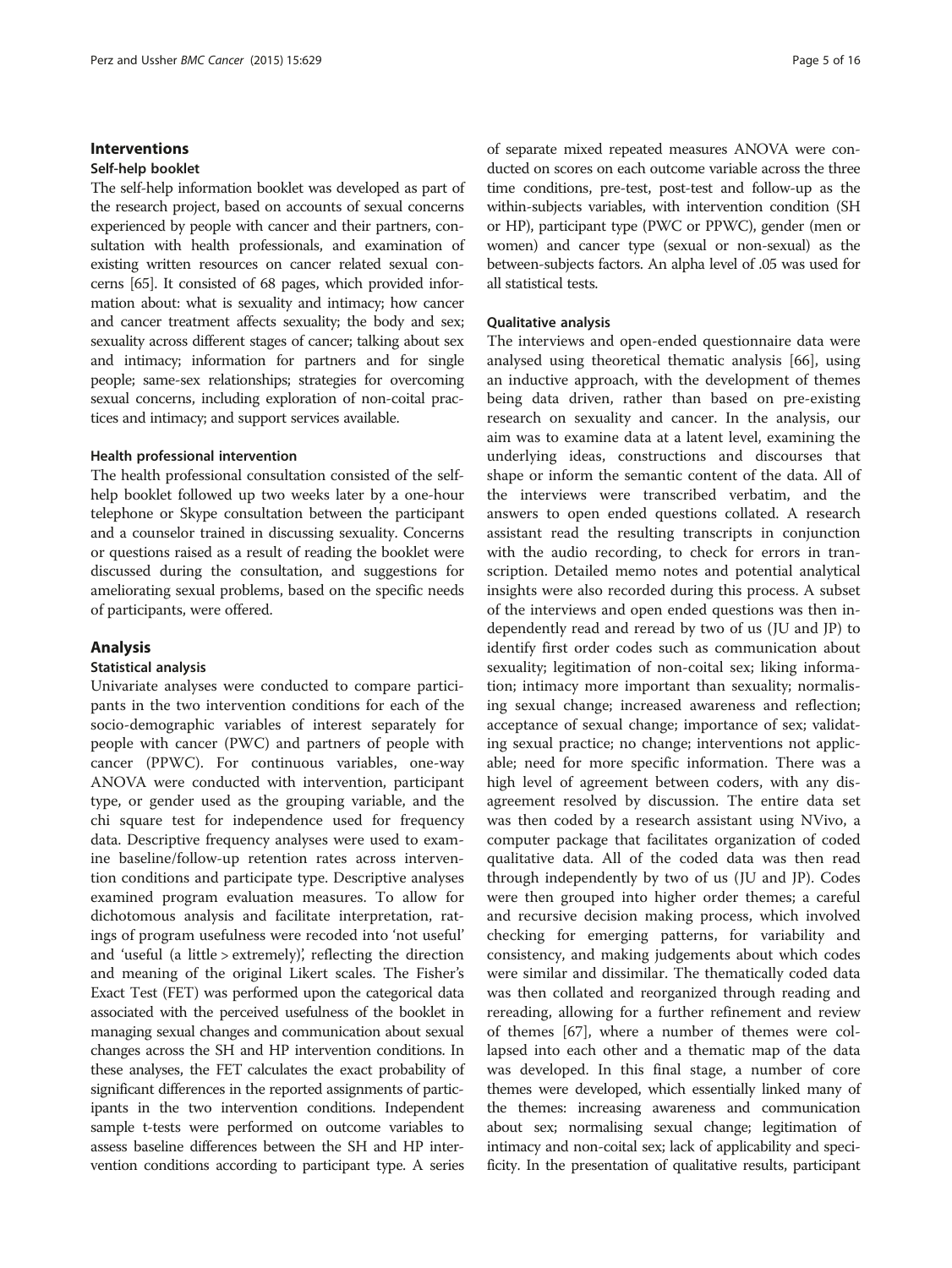### Interventions

#### Self-help booklet

The self-help information booklet was developed as part of the research project, based on accounts of sexual concerns experienced by people with cancer and their partners, consultation with health professionals, and examination of existing written resources on cancer related sexual concerns [65]. It consisted of 68 pages, which provided information about: what is sexuality and intimacy; how cancer and cancer treatment affects sexuality; the body and sex; sexuality across different stages of cancer; talking about sex and intimacy; information for partners and for single people; same-sex relationships; strategies for overcoming sexual concerns, including exploration of non-coital practices and intimacy; and support services available.

#### Health professional intervention

The health professional consultation consisted of the self-help booklet followed up two weeks later by a one-hour telephone or Skype consultation between the participant and a counselor trained in discussing sexuality. Concerns or questions raised as a result of reading the booklet were discussed during the consultation, and suggestions for ameliorating sexual problems, based on the specific needs of participants, were offered.

### Analysis

#### Statistical analysis

Univariate analyses were conducted to compare participants in the two intervention conditions for each of the socio-demographic variables of interest separately for people with cancer (PWC) and partners of people with cancer (PPWC). For continuous variables, one-way ANOVA were conducted with intervention, participant type, or gender used as the grouping variable, and the chi square test for independence used for frequency data. Descriptive frequency analyses were used to examine baseline/follow-up retention rates across intervention conditions and participate type. Descriptive analyses examined program evaluation measures. To allow for dichotomous analysis and facilitate interpretation, ratings of program usefulness were recoded into 'not useful' and 'useful (a little > extremely)', reflecting the direction and meaning of the original Likert scales. The Fisher's Exact Test (FET) was performed upon the categorical data associated with the perceived usefulness of the booklet in managing sexual changes and communication about sexual changes across the SH and HP intervention conditions. In these analyses, the FET calculates the exact probability of significant differences in the reported assignments of participants in the two intervention conditions. Independent sample t-tests were performed on outcome variables to assess baseline differences between the SH and HP intervention conditions according to participant type. A series of separate mixed repeated measures ANOVA were conducted on scores on each outcome variable across the three time conditions, pre-test, post-test and follow-up as the within-subjects variables, with intervention condition (SH or HP), participant type (PWC or PPWC), gender (men or women) and cancer type (sexual or non-sexual) as the between-subjects factors. An alpha level of .05 was used for all statistical tests.

#### Qualitative analysis

The interviews and open-ended questionnaire data were analysed using theoretical thematic analysis [66], using an inductive approach, with the development of themes being data driven, rather than based on pre-existing research on sexuality and cancer. In the analysis, our aim was to examine data at a latent level, examining the underlying ideas, constructions and discourses that shape or inform the semantic content of the data. All of the interviews were transcribed verbatim, and the answers to open ended questions collated. A research assistant read the resulting transcripts in conjunction with the audio recording, to check for errors in transcription. Detailed memo notes and potential analytical insights were also recorded during this process. A subset of the interviews and open ended questions was then independently read and reread by two of us (JU and JP) to identify first order codes such as communication about sexuality; legitimation of non-coital sex; liking information; intimacy more important than sexuality; normalising sexual change; increased awareness and reflection; acceptance of sexual change; importance of sex; validating sexual practice; no change; interventions not applicable; need for more specific information. There was a high level of agreement between coders, with any disagreement resolved by discussion. The entire data set was then coded by a research assistant using NVivo, a computer package that facilitates organization of coded qualitative data. All of the coded data was then read through independently by two of us (JU and JP). Codes were then grouped into higher order themes; a careful and recursive decision making process, which involved checking for emerging patterns, for variability and consistency, and making judgements about which codes were similar and dissimilar. The thematically coded data was then collated and reorganized through reading and rereading, allowing for a further refinement and review of themes [67], where a number of themes were collapsed into each other and a thematic map of the data was developed. In this final stage, a number of core themes were developed, which essentially linked many of the themes: increasing awareness and communication about sex; normalising sexual change; legitimation of intimacy and non-coital sex; lack of applicability and specificity. In the presentation of qualitative results, participant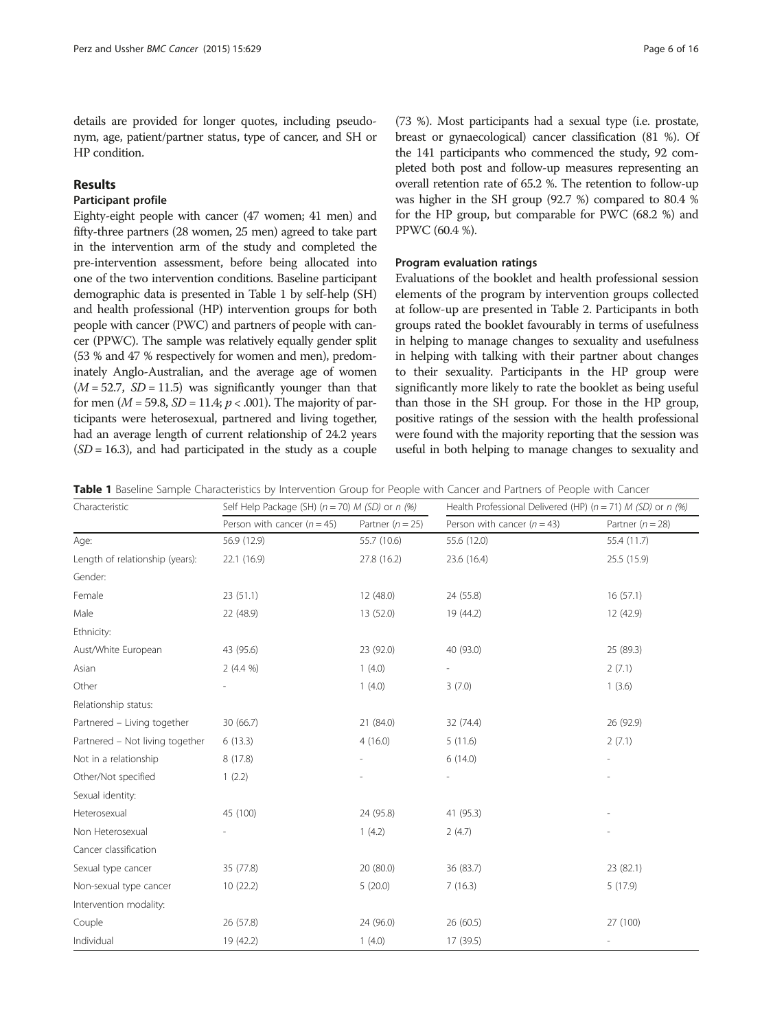details are provided for longer quotes, including pseudonym, age, patient/partner status, type of cancer, and SH or HP condition.

## Results

### Participant profile

Eighty-eight people with cancer (47 women; 41 men) and fifty-three partners (28 women, 25 men) agreed to take part in the intervention arm of the study and completed the pre-intervention assessment, before being allocated into one of the two intervention conditions. Baseline participant demographic data is presented in Table 1 by self-help (SH) and health professional (HP) intervention groups for both people with cancer (PWC) and partners of people with cancer (PPWC). The sample was relatively equally gender split (53 % and 47 % respectively for women and men), predominately Anglo-Australian, and the average age of women ($M = 52.7$, $SD = 11.5$) was significantly younger than that for men ($M = 59.8$, $SD = 11.4$; $p < .001$). The majority of participants were heterosexual, partnered and living together, had an average length of current relationship of 24.2 years ($SD = 16.3$), and had participated in the study as a couple (73 %). Most participants had a sexual type (i.e. prostate, breast or gynaecological) cancer classification (81 %). Of the 141 participants who commenced the study, 92 completed both post and follow-up measures representing an overall retention rate of 65.2 %. The retention to follow-up was higher in the SH group (92.7 %) compared to 80.4 % for the HP group, but comparable for PWC (68.2 %) and PPWC (60.4 %).

### Program evaluation ratings

Evaluations of the booklet and health professional session elements of the program by intervention groups collected at follow-up are presented in Table 2. Participants in both groups rated the booklet favourably in terms of usefulness in helping to manage changes to sexuality and usefulness in helping with talking with their partner about changes to their sexuality. Participants in the HP group were significantly more likely to rate the booklet as being useful than those in the SH group. For those in the HP group, positive ratings of the session with the health professional were found with the majority reporting that the session was useful in both helping to manage changes to sexuality and

**Table 1** Baseline Sample Characteristics by Intervention Group for People with Cancer and Partners of People with Cancer

| Characteristic | Self Help Package (SH) ($n = 70$) *M (SD)* or *n (%)* | | Health Professional Delivered (HP) ($n = 71$) *M (SD)* or *n (%)* | |
|---|---|---|---|---|
| | Person with cancer ($n = 45$) | Partner ($n = 25$) | Person with cancer ($n = 43$) | Partner ($n = 28$) |
| Age: | 56.9 (12.9) | 55.7 (10.6) | 55.6 (12.0) | 55.4 (11.7) |
| Length of relationship (years): | 22.1 (16.9) | 27.8 (16.2) | 23.6 (16.4) | 25.5 (15.9) |
| Gender: | | | | |
| Female | 23 (51.1) | 12 (48.0) | 24 (55.8) | 16 (57.1) |
| Male | 22 (48.9) | 13 (52.0) | 19 (44.2) | 12 (42.9) |
| Ethnicity: | | | | |
| Aust/White European | 43 (95.6) | 23 (92.0) | 40 (93.0) | 25 (89.3) |
| Asian | 2 (4.4 %) | 1 (4.0) | - | 2 (7.1) |
| Other | - | 1 (4.0) | 3 (7.0) | 1 (3.6) |
| Relationship status: | | | | |
| Partnered – Living together | 30 (66.7) | 21 (84.0) | 32 (74.4) | 26 (92.9) |
| Partnered – Not living together | 6 (13.3) | 4 (16.0) | 5 (11.6) | 2 (7.1) |
| Not in a relationship | 8 (17.8) | - | 6 (14.0) | - |
| Other/Not specified | 1 (2.2) | - | - | - |
| Sexual identity: | | | | |
| Heterosexual | 45 (100) | 24 (95.8) | 41 (95.3) | - |
| Non Heterosexual | - | 1 (4.2) | 2 (4.7) | - |
| Cancer classification | | | | |
| Sexual type cancer | 35 (77.8) | 20 (80.0) | 36 (83.7) | 23 (82.1) |
| Non-sexual type cancer | 10 (22.2) | 5 (20.0) | 7 (16.3) | 5 (17.9) |
| Intervention modality: | | | | |
| Couple | 26 (57.8) | 24 (96.0) | 26 (60.5) | 27 (100) |
| Individual | 19 (42.2) | 1 (4.0) | 17 (39.5) | - |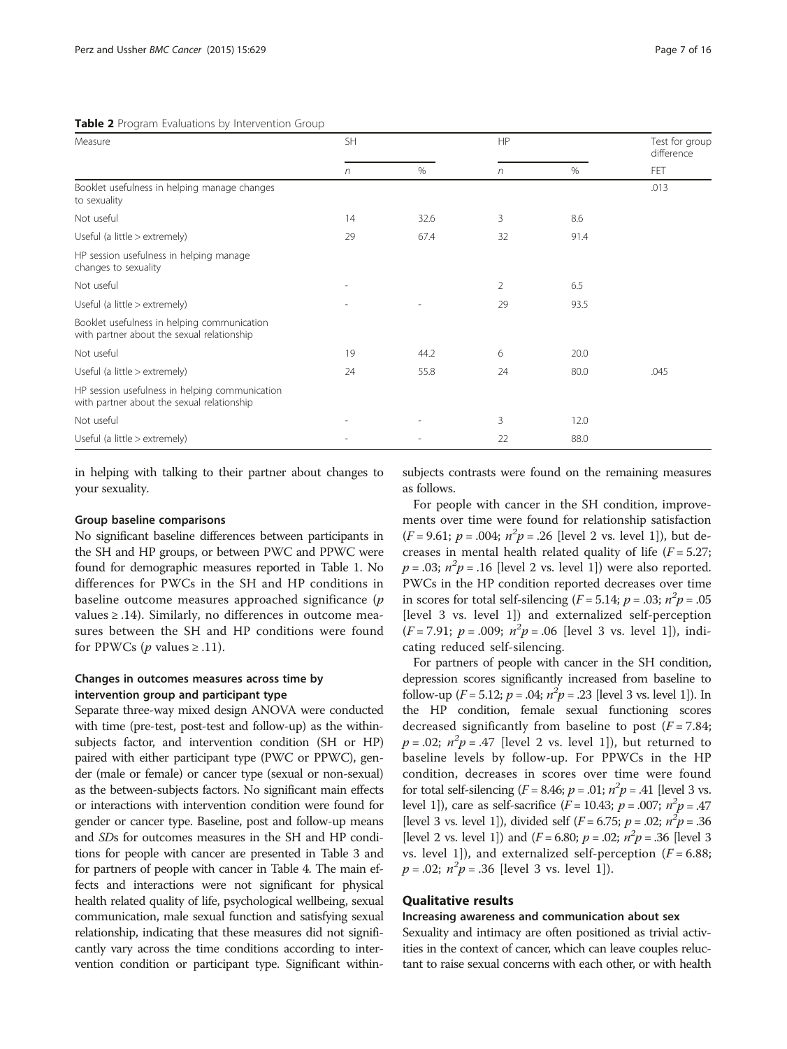**Table 2** Program Evaluations by Intervention Group

| Measure | SH | | HP | | Test for group difference |
|---|---|---|---|---|---|
| | *n* | % | *n* | % | FET |
| Booklet usefulness in helping manage changes to sexuality | | | | | .013 |
| Not useful | 14 | 32.6 | 3 | 8.6 | |
| Useful (a little > extremely) | 29 | 67.4 | 32 | 91.4 | |
| HP session usefulness in helping manage changes to sexuality | | | | | |
| Not useful | - | | 2 | 6.5 | |
| Useful (a little > extremely) | - | - | 29 | 93.5 | |
| Booklet usefulness in helping communication with partner about the sexual relationship | | | | | |
| Not useful | 19 | 44.2 | 6 | 20.0 | |
| Useful (a little > extremely) | 24 | 55.8 | 24 | 80.0 | .045 |
| HP session usefulness in helping communication with partner about the sexual relationship | | | | | |
| Not useful | - | - | 3 | 12.0 | |
| Useful (a little > extremely) | - | - | 22 | 88.0 | |

in helping with talking to their partner about changes to your sexuality.

#### Group baseline comparisons

No significant baseline differences between participants in the SH and HP groups, or between PWC and PPWC were found for demographic measures reported in Table 1. No differences for PWCs in the SH and HP conditions in baseline outcome measures approached significance ($p$ values $\geq .14$). Similarly, no differences in outcome measures between the SH and HP conditions were found for PPWCs ($p$ values $\geq .11$).

#### Changes in outcomes measures across time by intervention group and participant type

Separate three-way mixed design ANOVA were conducted with time (pre-test, post-test and follow-up) as the within-subjects factor, and intervention condition (SH or HP) paired with either participant type (PWC or PPWC), gender (male or female) or cancer type (sexual or non-sexual) as the between-subjects factors. No significant main effects or interactions with intervention condition were found for gender or cancer type. Baseline, post and follow-up means and *SD*s for outcomes measures in the SH and HP conditions for people with cancer are presented in Table 3 and for partners of people with cancer in Table 4. The main effects and interactions were not significant for physical health related quality of life, psychological wellbeing, sexual communication, male sexual function and satisfying sexual relationship, indicating that these measures did not significantly vary across the time conditions according to intervention condition or participant type. Significant within-subjects contrasts were found on the remaining measures as follows.

For people with cancer in the SH condition, improvements over time were found for relationship satisfaction ($F = 9.61$; $p = .004$; $n^2p = .26$ [level 2 vs. level 1]), but decreases in mental health related quality of life ($F = 5.27$; $p = .03$; $n^2p = .16$ [level 2 vs. level 1]) were also reported. PWCs in the HP condition reported decreases over time in scores for total self-silencing ($F = 5.14$; $p = .03$; $n^2p = .05$ [level 3 vs. level 1]) and externalized self-perception ($F = 7.91$; $p = .009$; $n^2p = .06$ [level 3 vs. level 1]), indicating reduced self-silencing.

For partners of people with cancer in the SH condition, depression scores significantly increased from baseline to follow-up ($F = 5.12$; $p = .04$; $n^2p = .23$ [level 3 vs. level 1]). In the HP condition, female sexual functioning scores decreased significantly from baseline to post ($F = 7.84$; $p = .02$; $n^2p = .47$ [level 2 vs. level 1]), but returned to baseline levels by follow-up. For PPWCs in the HP condition, decreases in scores over time were found for total self-silencing ($F = 8.46$; $p = .01$; $n^2p = .41$ [level 3 vs. level 1]), care as self-sacrifice ($F = 10.43$; $p = .007$; $n^2p = .47$ [level 3 vs. level 1]), divided self ($F = 6.75$; $p = .02$; $n^2p = .36$ [level 2 vs. level 1]) and ($F = 6.80$; $p = .02$; $n^2p = .36$ [level 3 vs. level 1]), and externalized self-perception ($F = 6.88$; $p = .02$; $n^2p = .36$ [level 3 vs. level 1]).

## Qualitative results

#### Increasing awareness and communication about sex

Sexuality and intimacy are often positioned as trivial activities in the context of cancer, which can leave couples reluctant to raise sexual concerns with each other, or with health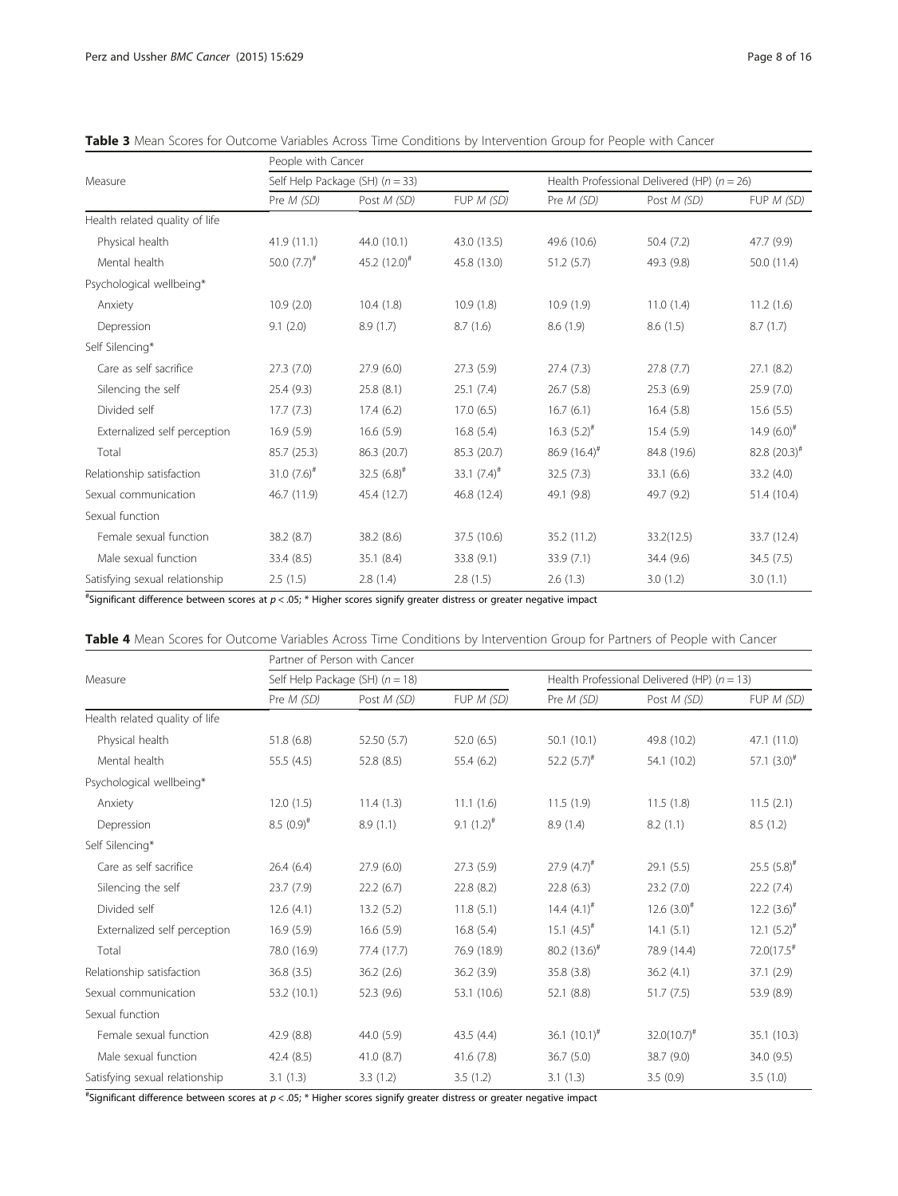**Table 3** Mean Scores for Outcome Variables Across Time Conditions by Intervention Group for People with Cancer

| Measure | People with Cancer | | | | | |
|---|---|---|---|---|---|---|
| | Self Help Package (SH) ($n = 33$) | | | Health Professional Delivered (HP) ($n = 26$) | | |
| | Pre *M (SD)* | Post *M (SD)* | FUP *M (SD)* | Pre *M (SD)* | Post *M (SD)* | FUP *M (SD)* |
| Health related quality of life | | | | | | |
| Physical health | 41.9 (11.1) | 44.0 (10.1) | 43.0 (13.5) | 49.6 (10.6) | 50.4 (7.2) | 47.7 (9.9) |
| Mental health | 50.0 (7.7)[#] | 45.2 (12.0)[#] | 45.8 (13.0) | 51.2 (5.7) | 49.3 (9.8) | 50.0 (11.4) |
| Psychological wellbeing* | | | | | | |
| Anxiety | 10.9 (2.0) | 10.4 (1.8) | 10.9 (1.8) | 10.9 (1.9) | 11.0 (1.4) | 11.2 (1.6) |
| Depression | 9.1 (2.0) | 8.9 (1.7) | 8.7 (1.6) | 8.6 (1.9) | 8.6 (1.5) | 8.7 (1.7) |
| Self Silencing* | | | | | | |
| Care as self sacrifice | 27.3 (7.0) | 27.9 (6.0) | 27.3 (5.9) | 27.4 (7.3) | 27.8 (7.7) | 27.1 (8.2) |
| Silencing the self | 25.4 (9.3) | 25.8 (8.1) | 25.1 (7.4) | 26.7 (5.8) | 25.3 (6.9) | 25.9 (7.0) |
| Divided self | 17.7 (7.3) | 17.4 (6.2) | 17.0 (6.5) | 16.7 (6.1) | 16.4 (5.8) | 15.6 (5.5) |
| Externalized self perception | 16.9 (5.9) | 16.6 (5.9) | 16.8 (5.4) | 16.3 (5.2)[#] | 15.4 (5.9) | 14.9 (6.0)[#] |
| Total | 85.7 (25.3) | 86.3 (20.7) | 85.3 (20.7) | 86.9 (16.4)[#] | 84.8 (19.6) | 82.8 (20.3)[#] |
| Relationship satisfaction | 31.0 (7.6)[#] | 32.5 (6.8)[#] | 33.1 (7.4)[#] | 32.5 (7.3) | 33.1 (6.6) | 33.2 (4.0) |
| Sexual communication | 46.7 (11.9) | 45.4 (12.7) | 46.8 (12.4) | 49.1 (9.8) | 49.7 (9.2) | 51.4 (10.4) |
| Sexual function | | | | | | |
| Female sexual function | 38.2 (8.7) | 38.2 (8.6) | 37.5 (10.6) | 35.2 (11.2) | 33.2(12.5) | 33.7 (12.4) |
| Male sexual function | 33.4 (8.5) | 35.1 (8.4) | 33.8 (9.1) | 33.9 (7.1) | 34.4 (9.6) | 34.5 (7.5) |
| Satisfying sexual relationship | 2.5 (1.5) | 2.8 (1.4) | 2.8 (1.5) | 2.6 (1.3) | 3.0 (1.2) | 3.0 (1.1) |

[#]Significant difference between scores at $p < .05$; * Higher scores signify greater distress or greater negative impact

**Table 4** Mean Scores for Outcome Variables Across Time Conditions by Intervention Group for Partners of People with Cancer

| Measure | Partner of Person with Cancer | | | | | |
|---|---|---|---|---|---|---|
| | Self Help Package (SH) ($n = 18$) | | | Health Professional Delivered (HP) ($n = 13$) | | |
| | Pre *M (SD)* | Post *M (SD)* | FUP *M (SD)* | Pre *M (SD)* | Post *M (SD)* | FUP *M (SD)* |
| Health related quality of life | | | | | | |
| Physical health | 51.8 (6.8) | 52.50 (5.7) | 52.0 (6.5) | 50.1 (10.1) | 49.8 (10.2) | 47.1 (11.0) |
| Mental health | 55.5 (4.5) | 52.8 (8.5) | 55.4 (6.2) | 52.2 (5.7)[#] | 54.1 (10.2) | 57.1 (3.0)[#] |
| Psychological wellbeing* | | | | | | |
| Anxiety | 12.0 (1.5) | 11.4 (1.3) | 11.1 (1.6) | 11.5 (1.9) | 11.5 (1.8) | 11.5 (2.1) |
| Depression | 8.5 (0.9)[#] | 8.9 (1.1) | 9.1 (1.2)[#] | 8.9 (1.4) | 8.2 (1.1) | 8.5 (1.2) |
| Self Silencing* | | | | | | |
| Care as self sacrifice | 26.4 (6.4) | 27.9 (6.0) | 27.3 (5.9) | 27.9 (4.7)[#] | 29.1 (5.5) | 25.5 (5.8)[#] |
| Silencing the self | 23.7 (7.9) | 22.2 (6.7) | 22.8 (8.2) | 22.8 (6.3) | 23.2 (7.0) | 22.2 (7.4) |
| Divided self | 12.6 (4.1) | 13.2 (5.2) | 11.8 (5.1) | 14.4 (4.1)[#] | 12.6 (3.0)[#] | 12.2 (3.6)[#] |
| Externalized self perception | 16.9 (5.9) | 16.6 (5.9) | 16.8 (5.4) | 15.1 (4.5)[#] | 14.1 (5.1) | 12.1 (5.2)[#] |
| Total | 78.0 (16.9) | 77.4 (17.7) | 76.9 (18.9) | 80.2 (13.6)[#] | 78.9 (14.4) | 72.0(17.5[#] |
| Relationship satisfaction | 36.8 (3.5) | 36.2 (2.6) | 36.2 (3.9) | 35.8 (3.8) | 36.2 (4.1) | 37.1 (2.9) |
| Sexual communication | 53.2 (10.1) | 52.3 (9.6) | 53.1 (10.6) | 52.1 (8.8) | 51.7 (7.5) | 53.9 (8.9) |
| Sexual function | | | | | | |
| Female sexual function | 42.9 (8.8) | 44.0 (5.9) | 43.5 (4.4) | 36.1 (10.1)[#] | 32.0(10.7)[#] | 35.1 (10.3) |
| Male sexual function | 42.4 (8.5) | 41.0 (8.7) | 41.6 (7.8) | 36.7 (5.0) | 38.7 (9.0) | 34.0 (9.5) |
| Satisfying sexual relationship | 3.1 (1.3) | 3.3 (1.2) | 3.5 (1.2) | 3.1 (1.3) | 3.5 (0.9) | 3.5 (1.0) |

[#]Significant difference between scores at $p < .05$; * Higher scores signify greater distress or greater negative impact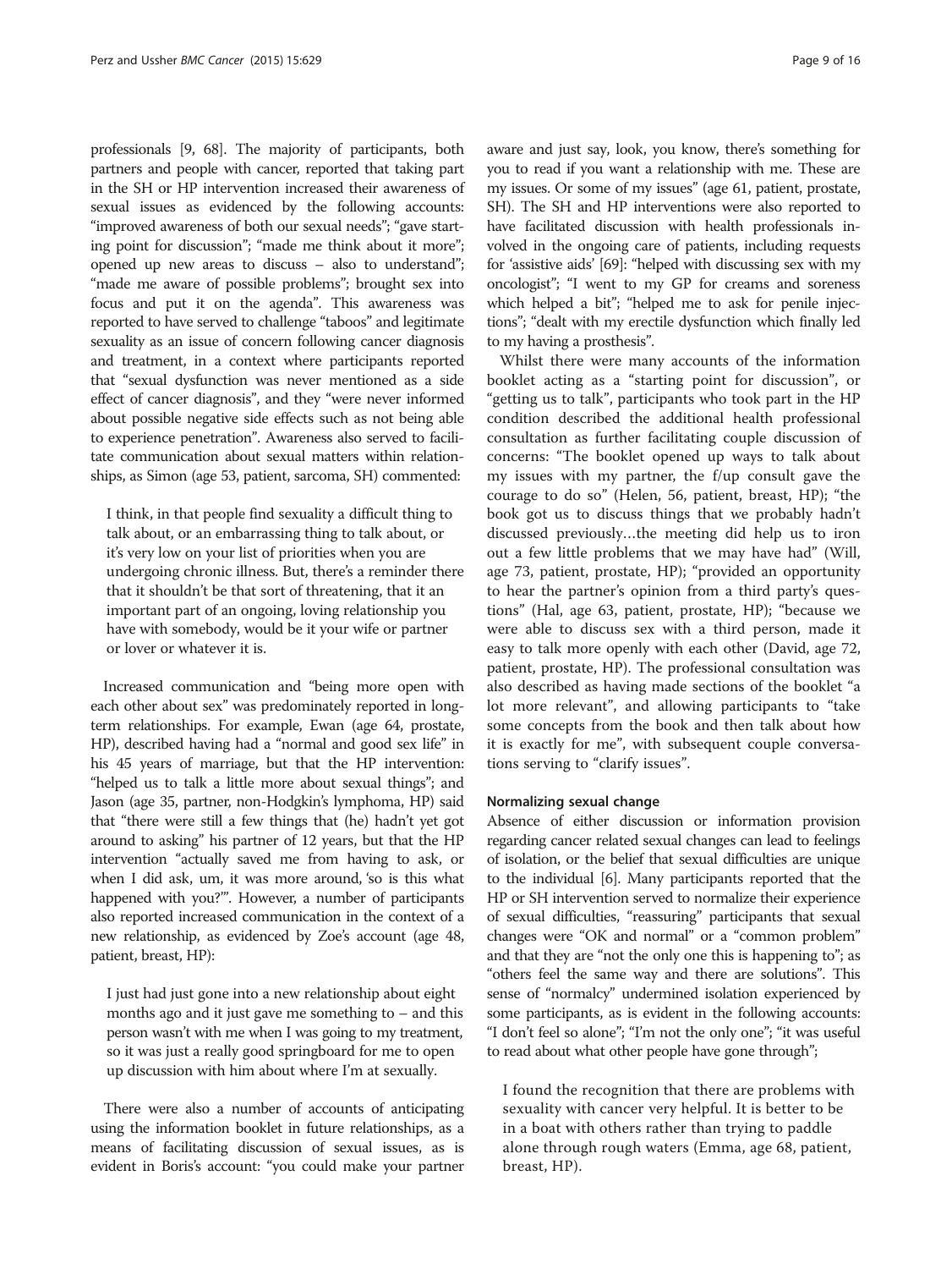professionals [9, 68]. The majority of participants, both partners and people with cancer, reported that taking part in the SH or HP intervention increased their awareness of sexual issues as evidenced by the following accounts: "improved awareness of both our sexual needs"; "gave starting point for discussion"; "made me think about it more"; opened up new areas to discuss – also to understand"; "made me aware of possible problems"; brought sex into focus and put it on the agenda". This awareness was reported to have served to challenge "taboos" and legitimate sexuality as an issue of concern following cancer diagnosis and treatment, in a context where participants reported that "sexual dysfunction was never mentioned as a side effect of cancer diagnosis", and they "were never informed about possible negative side effects such as not being able to experience penetration". Awareness also served to facilitate communication about sexual matters within relationships, as Simon (age 53, patient, sarcoma, SH) commented:

> I think, in that people find sexuality a difficult thing to talk about, or an embarrassing thing to talk about, or it's very low on your list of priorities when you are undergoing chronic illness. But, there's a reminder there that it shouldn't be that sort of threatening, that it an important part of an ongoing, loving relationship you have with somebody, would be it your wife or partner or lover or whatever it is.

Increased communication and "being more open with each other about sex" was predominately reported in long-term relationships. For example, Ewan (age 64, prostate, HP), described having had a "normal and good sex life" in his 45 years of marriage, but that the HP intervention: "helped us to talk a little more about sexual things"; and Jason (age 35, partner, non-Hodgkin's lymphoma, HP) said that "there were still a few things that (he) hadn't yet got around to asking" his partner of 12 years, but that the HP intervention "actually saved me from having to ask, or when I did ask, um, it was more around, 'so is this what happened with you?'". However, a number of participants also reported increased communication in the context of a new relationship, as evidenced by Zoe's account (age 48, patient, breast, HP):

> I just had just gone into a new relationship about eight months ago and it just gave me something to – and this person wasn't with me when I was going to my treatment, so it was just a really good springboard for me to open up discussion with him about where I'm at sexually.

There were also a number of accounts of anticipating using the information booklet in future relationships, as a means of facilitating discussion of sexual issues, as is evident in Boris's account: "you could make your partner aware and just say, look, you know, there's something for you to read if you want a relationship with me. These are my issues. Or some of my issues" (age 61, patient, prostate, SH). The SH and HP interventions were also reported to have facilitated discussion with health professionals involved in the ongoing care of patients, including requests for 'assistive aids' [69]: "helped with discussing sex with my oncologist"; "I went to my GP for creams and soreness which helped a bit"; "helped me to ask for penile injections"; "dealt with my erectile dysfunction which finally led to my having a prosthesis".

Whilst there were many accounts of the information booklet acting as a "starting point for discussion", or "getting us to talk", participants who took part in the HP condition described the additional health professional consultation as further facilitating couple discussion of concerns: "The booklet opened up ways to talk about my issues with my partner, the f/up consult gave the courage to do so" (Helen, 56, patient, breast, HP); "the book got us to discuss things that we probably hadn't discussed previously…the meeting did help us to iron out a few little problems that we may have had" (Will, age 73, patient, prostate, HP); "provided an opportunity to hear the partner's opinion from a third party's questions" (Hal, age 63, patient, prostate, HP); "because we were able to discuss sex with a third person, made it easy to talk more openly with each other (David, age 72, patient, prostate, HP). The professional consultation was also described as having made sections of the booklet "a lot more relevant", and allowing participants to "take some concepts from the book and then talk about how it is exactly for me", with subsequent couple conversations serving to "clarify issues".

#### Normalizing sexual change

Absence of either discussion or information provision regarding cancer related sexual changes can lead to feelings of isolation, or the belief that sexual difficulties are unique to the individual [6]. Many participants reported that the HP or SH intervention served to normalize their experience of sexual difficulties, "reassuring" participants that sexual changes were "OK and normal" or a "common problem" and that they are "not the only one this is happening to"; as "others feel the same way and there are solutions". This sense of "normalcy" undermined isolation experienced by some participants, as is evident in the following accounts: "I don't feel so alone"; "I'm not the only one"; "it was useful to read about what other people have gone through";

> I found the recognition that there are problems with sexuality with cancer very helpful. It is better to be in a boat with others rather than trying to paddle alone through rough waters (Emma, age 68, patient, breast, HP).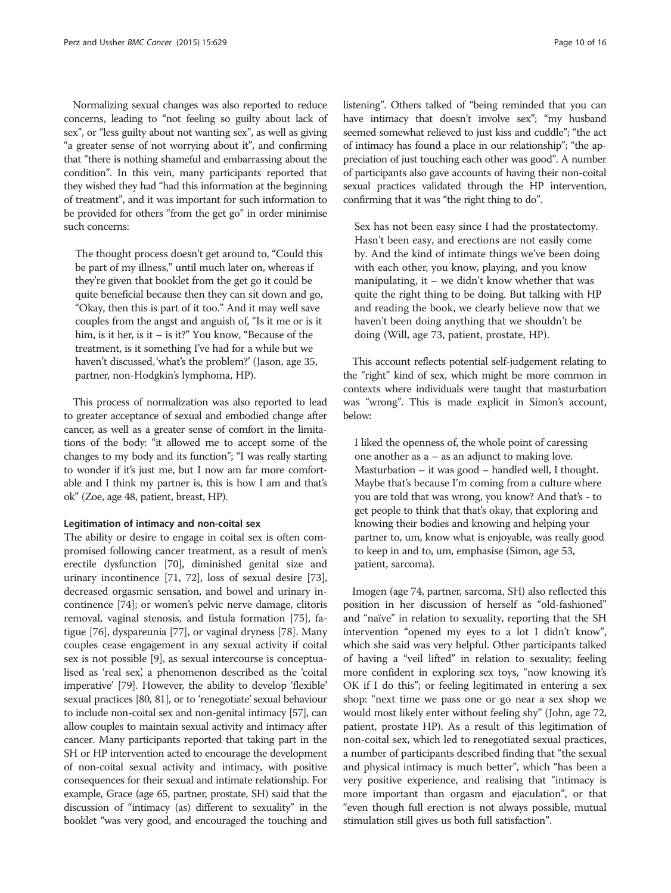Normalizing sexual changes was also reported to reduce concerns, leading to "not feeling so guilty about lack of sex", or "less guilty about not wanting sex", as well as giving "a greater sense of not worrying about it", and confirming that "there is nothing shameful and embarrassing about the condition". In this vein, many participants reported that they wished they had "had this information at the beginning of treatment", and it was important for such information to be provided for others "from the get go" in order minimise such concerns:

> The thought process doesn't get around to, "Could this be part of my illness," until much later on, whereas if they're given that booklet from the get go it could be quite beneficial because then they can sit down and go, "Okay, then this is part of it too." And it may well save couples from the angst and anguish of, "Is it me or is it him, is it her, is it – is it?" You know, "Because of the treatment, is it something I've had for a while but we haven't discussed,'what's the problem?' (Jason, age 35, partner, non-Hodgkin's lymphoma, HP).

This process of normalization was also reported to lead to greater acceptance of sexual and embodied change after cancer, as well as a greater sense of comfort in the limitations of the body: "it allowed me to accept some of the changes to my body and its function"; "I was really starting to wonder if it's just me, but I now am far more comfortable and I think my partner is, this is how I am and that's ok" (Zoe, age 48, patient, breast, HP).

#### Legitimation of intimacy and non-coital sex

The ability or desire to engage in coital sex is often compromised following cancer treatment, as a result of men's erectile dysfunction [70], diminished genital size and urinary incontinence [71, 72], loss of sexual desire [73], decreased orgasmic sensation, and bowel and urinary incontinence [74]; or women's pelvic nerve damage, clitoris removal, vaginal stenosis, and fistula formation [75], fatigue [76], dyspareunia [77], or vaginal dryness [78]. Many couples cease engagement in any sexual activity if coital sex is not possible [9], as sexual intercourse is conceptualised as 'real sex', a phenomenon described as the 'coital imperative' [79]. However, the ability to develop 'flexible' sexual practices [80, 81], or to 'renegotiate' sexual behaviour to include non-coital sex and non-genital intimacy [57], can allow couples to maintain sexual activity and intimacy after cancer. Many participants reported that taking part in the SH or HP intervention acted to encourage the development of non-coital sexual activity and intimacy, with positive consequences for their sexual and intimate relationship. For example, Grace (age 65, partner, prostate, SH) said that the discussion of "intimacy (as) different to sexuality" in the booklet "was very good, and encouraged the touching and listening". Others talked of "being reminded that you can have intimacy that doesn't involve sex"; "my husband seemed somewhat relieved to just kiss and cuddle"; "the act of intimacy has found a place in our relationship"; "the appreciation of just touching each other was good". A number of participants also gave accounts of having their non-coital sexual practices validated through the HP intervention, confirming that it was "the right thing to do".

> Sex has not been easy since I had the prostatectomy. Hasn't been easy, and erections are not easily come by. And the kind of intimate things we've been doing with each other, you know, playing, and you know manipulating, it – we didn't know whether that was quite the right thing to be doing. But talking with HP and reading the book, we clearly believe now that we haven't been doing anything that we shouldn't be doing (Will, age 73, patient, prostate, HP).

This account reflects potential self-judgement relating to the "right" kind of sex, which might be more common in contexts where individuals were taught that masturbation was "wrong". This is made explicit in Simon's account, below:

> I liked the openness of, the whole point of caressing one another as a – as an adjunct to making love. Masturbation – it was good – handled well, I thought. Maybe that's because I'm coming from a culture where you are told that was wrong, you know? And that's - to get people to think that that's okay, that exploring and knowing their bodies and knowing and helping your partner to, um, know what is enjoyable, was really good to keep in and to, um, emphasise (Simon, age 53, patient, sarcoma).

Imogen (age 74, partner, sarcoma, SH) also reflected this position in her discussion of herself as "old-fashioned" and "naïve" in relation to sexuality, reporting that the SH intervention "opened my eyes to a lot I didn't know", which she said was very helpful. Other participants talked of having a "veil lifted" in relation to sexuality; feeling more confident in exploring sex toys, "now knowing it's OK if I do this"; or feeling legitimated in entering a sex shop: "next time we pass one or go near a sex shop we would most likely enter without feeling shy" (John, age 72, patient, prostate HP). As a result of this legitimation of non-coital sex, which led to renegotiated sexual practices, a number of participants described finding that "the sexual and physical intimacy is much better", which "has been a very positive experience, and realising that "intimacy is more important than orgasm and ejaculation", or that "even though full erection is not always possible, mutual stimulation still gives us both full satisfaction".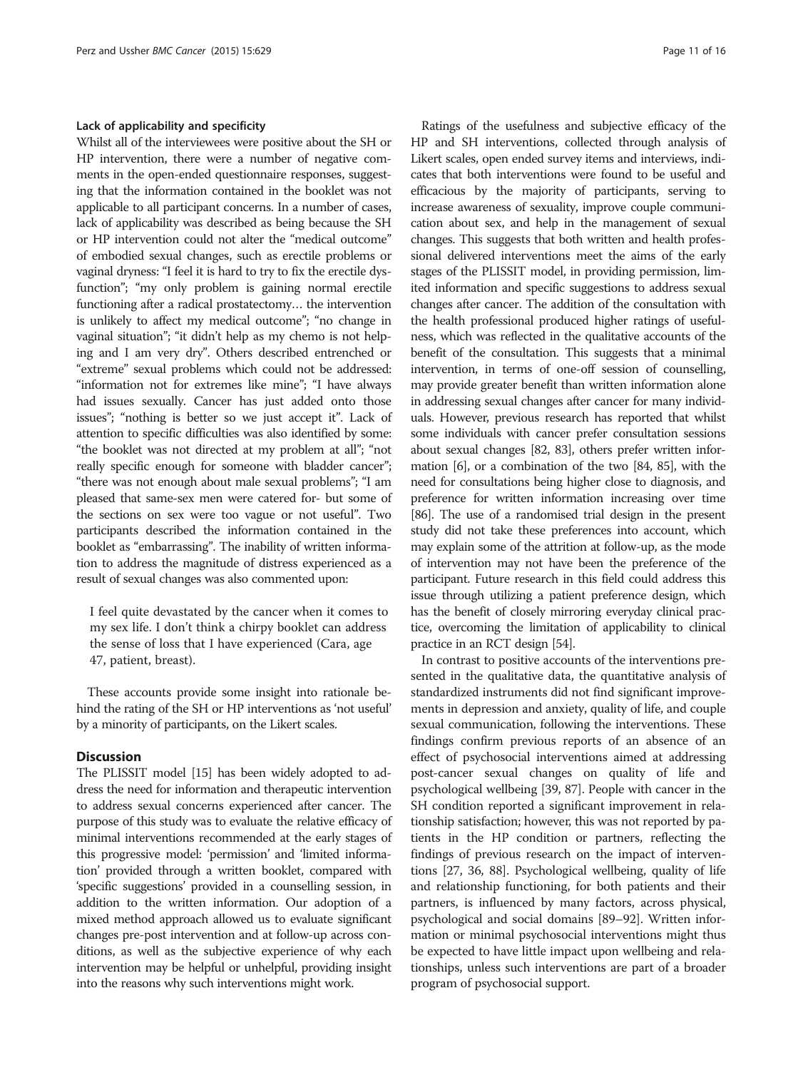#### Lack of applicability and specificity

Whilst all of the interviewees were positive about the SH or HP intervention, there were a number of negative comments in the open-ended questionnaire responses, suggesting that the information contained in the booklet was not applicable to all participant concerns. In a number of cases, lack of applicability was described as being because the SH or HP intervention could not alter the "medical outcome" of embodied sexual changes, such as erectile problems or vaginal dryness: "I feel it is hard to try to fix the erectile dysfunction"; "my only problem is gaining normal erectile functioning after a radical prostatectomy… the intervention is unlikely to affect my medical outcome"; "no change in vaginal situation"; "it didn't help as my chemo is not helping and I am very dry". Others described entrenched or "extreme" sexual problems which could not be addressed: "information not for extremes like mine"; "I have always had issues sexually. Cancer has just added onto those issues"; "nothing is better so we just accept it". Lack of attention to specific difficulties was also identified by some: "the booklet was not directed at my problem at all"; "not really specific enough for someone with bladder cancer"; "there was not enough about male sexual problems"; "I am pleased that same-sex men were catered for- but some of the sections on sex were too vague or not useful". Two participants described the information contained in the booklet as "embarrassing". The inability of written information to address the magnitude of distress experienced as a result of sexual changes was also commented upon:

> I feel quite devastated by the cancer when it comes to my sex life. I don't think a chirpy booklet can address the sense of loss that I have experienced (Cara, age 47, patient, breast).

These accounts provide some insight into rationale behind the rating of the SH or HP interventions as 'not useful' by a minority of participants, on the Likert scales.

## Discussion

The PLISSIT model [15] has been widely adopted to address the need for information and therapeutic intervention to address sexual concerns experienced after cancer. The purpose of this study was to evaluate the relative efficacy of minimal interventions recommended at the early stages of this progressive model: 'permission' and 'limited information' provided through a written booklet, compared with 'specific suggestions' provided in a counselling session, in addition to the written information. Our adoption of a mixed method approach allowed us to evaluate significant changes pre-post intervention and at follow-up across conditions, as well as the subjective experience of why each intervention may be helpful or unhelpful, providing insight into the reasons why such interventions might work.

Ratings of the usefulness and subjective efficacy of the HP and SH interventions, collected through analysis of Likert scales, open ended survey items and interviews, indicates that both interventions were found to be useful and efficacious by the majority of participants, serving to increase awareness of sexuality, improve couple communication about sex, and help in the management of sexual changes. This suggests that both written and health professional delivered interventions meet the aims of the early stages of the PLISSIT model, in providing permission, limited information and specific suggestions to address sexual changes after cancer. The addition of the consultation with the health professional produced higher ratings of usefulness, which was reflected in the qualitative accounts of the benefit of the consultation. This suggests that a minimal intervention, in terms of one-off session of counselling, may provide greater benefit than written information alone in addressing sexual changes after cancer for many individuals. However, previous research has reported that whilst some individuals with cancer prefer consultation sessions about sexual changes [82, 83], others prefer written information [6], or a combination of the two [84, 85], with the need for consultations being higher close to diagnosis, and preference for written information increasing over time [86]. The use of a randomised trial design in the present study did not take these preferences into account, which may explain some of the attrition at follow-up, as the mode of intervention may not have been the preference of the participant. Future research in this field could address this issue through utilizing a patient preference design, which has the benefit of closely mirroring everyday clinical practice, overcoming the limitation of applicability to clinical practice in an RCT design [54].

In contrast to positive accounts of the interventions presented in the qualitative data, the quantitative analysis of standardized instruments did not find significant improvements in depression and anxiety, quality of life, and couple sexual communication, following the interventions. These findings confirm previous reports of an absence of an effect of psychosocial interventions aimed at addressing post-cancer sexual changes on quality of life and psychological wellbeing [39, 87]. People with cancer in the SH condition reported a significant improvement in relationship satisfaction; however, this was not reported by patients in the HP condition or partners, reflecting the findings of previous research on the impact of interventions [27, 36, 88]. Psychological wellbeing, quality of life and relationship functioning, for both patients and their partners, is influenced by many factors, across physical, psychological and social domains [89–92]. Written information or minimal psychosocial interventions might thus be expected to have little impact upon wellbeing and relationships, unless such interventions are part of a broader program of psychosocial support.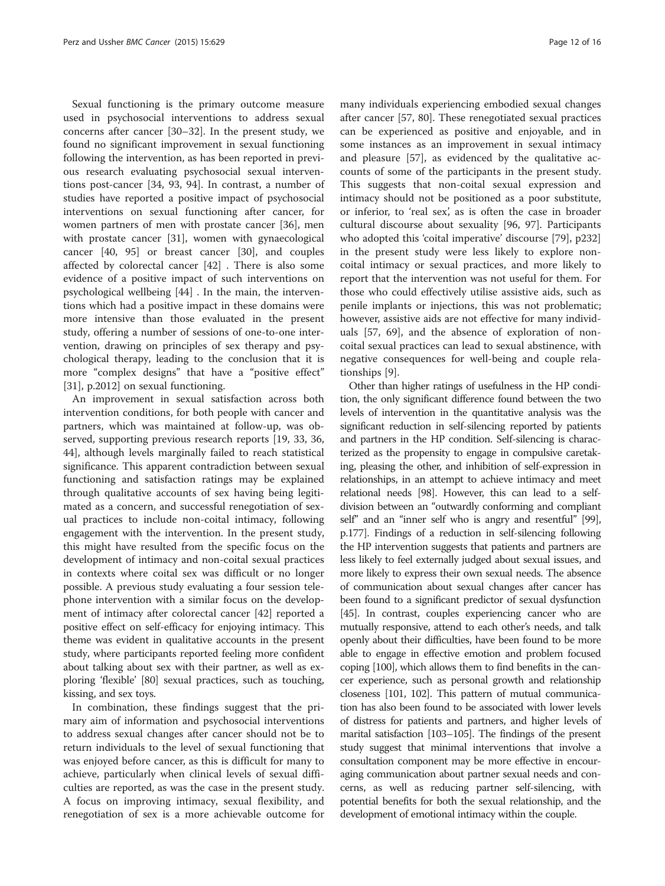Sexual functioning is the primary outcome measure used in psychosocial interventions to address sexual concerns after cancer [30–32]. In the present study, we found no significant improvement in sexual functioning following the intervention, as has been reported in previous research evaluating psychosocial sexual interventions post-cancer [34, 93, 94]. In contrast, a number of studies have reported a positive impact of psychosocial interventions on sexual functioning after cancer, for women partners of men with prostate cancer [36], men with prostate cancer [31], women with gynaecological cancer [40, 95] or breast cancer [30], and couples affected by colorectal cancer [42] . There is also some evidence of a positive impact of such interventions on psychological wellbeing [44] . In the main, the interventions which had a positive impact in these domains were more intensive than those evaluated in the present study, offering a number of sessions of one-to-one intervention, drawing on principles of sex therapy and psychological therapy, leading to the conclusion that it is more "complex designs" that have a "positive effect" [31], p.2012] on sexual functioning.

An improvement in sexual satisfaction across both intervention conditions, for both people with cancer and partners, which was maintained at follow-up, was observed, supporting previous research reports [19, 33, 36, 44], although levels marginally failed to reach statistical significance. This apparent contradiction between sexual functioning and satisfaction ratings may be explained through qualitative accounts of sex having being legitimated as a concern, and successful renegotiation of sexual practices to include non-coital intimacy, following engagement with the intervention. In the present study, this might have resulted from the specific focus on the development of intimacy and non-coital sexual practices in contexts where coital sex was difficult or no longer possible. A previous study evaluating a four session telephone intervention with a similar focus on the development of intimacy after colorectal cancer [42] reported a positive effect on self-efficacy for enjoying intimacy. This theme was evident in qualitative accounts in the present study, where participants reported feeling more confident about talking about sex with their partner, as well as exploring 'flexible' [80] sexual practices, such as touching, kissing, and sex toys.

In combination, these findings suggest that the primary aim of information and psychosocial interventions to address sexual changes after cancer should not be to return individuals to the level of sexual functioning that was enjoyed before cancer, as this is difficult for many to achieve, particularly when clinical levels of sexual difficulties are reported, as was the case in the present study. A focus on improving intimacy, sexual flexibility, and renegotiation of sex is a more achievable outcome for many individuals experiencing embodied sexual changes after cancer [57, 80]. These renegotiated sexual practices can be experienced as positive and enjoyable, and in some instances as an improvement in sexual intimacy and pleasure [57], as evidenced by the qualitative accounts of some of the participants in the present study. This suggests that non-coital sexual expression and intimacy should not be positioned as a poor substitute, or inferior, to 'real sex', as is often the case in broader cultural discourse about sexuality [96, 97]. Participants who adopted this 'coital imperative' discourse [79], p232] in the present study were less likely to explore non-coital intimacy or sexual practices, and more likely to report that the intervention was not useful for them. For those who could effectively utilise assistive aids, such as penile implants or injections, this was not problematic; however, assistive aids are not effective for many individuals [57, 69], and the absence of exploration of non-coital sexual practices can lead to sexual abstinence, with negative consequences for well-being and couple relationships [9].

Other than higher ratings of usefulness in the HP condition, the only significant difference found between the two levels of intervention in the quantitative analysis was the significant reduction in self-silencing reported by patients and partners in the HP condition. Self-silencing is characterized as the propensity to engage in compulsive caretaking, pleasing the other, and inhibition of self-expression in relationships, in an attempt to achieve intimacy and meet relational needs [98]. However, this can lead to a self-division between an "outwardly conforming and compliant self" and an "inner self who is angry and resentful" [99], p.177]. Findings of a reduction in self-silencing following the HP intervention suggests that patients and partners are less likely to feel externally judged about sexual issues, and more likely to express their own sexual needs. The absence of communication about sexual changes after cancer has been found to a significant predictor of sexual dysfunction [45]. In contrast, couples experiencing cancer who are mutually responsive, attend to each other's needs, and talk openly about their difficulties, have been found to be more able to engage in effective emotion and problem focused coping [100], which allows them to find benefits in the cancer experience, such as personal growth and relationship closeness [101, 102]. This pattern of mutual communication has also been found to be associated with lower levels of distress for patients and partners, and higher levels of marital satisfaction [103–105]. The findings of the present study suggest that minimal interventions that involve a consultation component may be more effective in encouraging communication about partner sexual needs and concerns, as well as reducing partner self-silencing, with potential benefits for both the sexual relationship, and the development of emotional intimacy within the couple.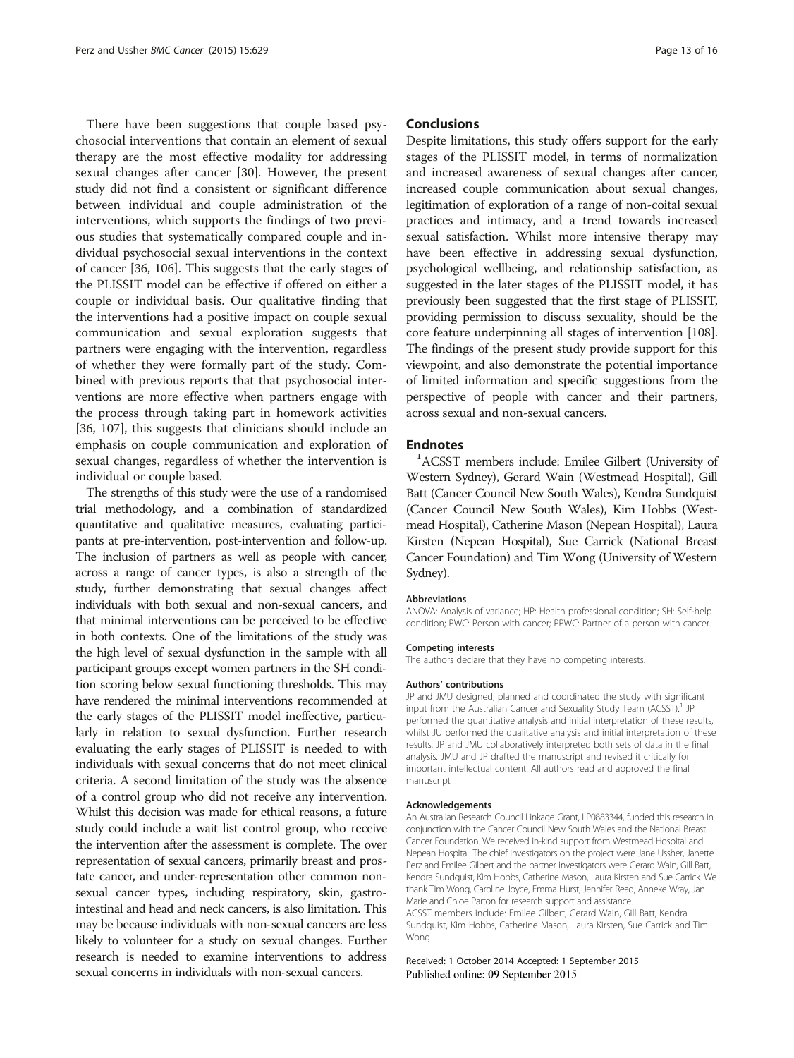There have been suggestions that couple based psychosocial interventions that contain an element of sexual therapy are the most effective modality for addressing sexual changes after cancer [30]. However, the present study did not find a consistent or significant difference between individual and couple administration of the interventions, which supports the findings of two previous studies that systematically compared couple and individual psychosocial sexual interventions in the context of cancer [36, 106]. This suggests that the early stages of the PLISSIT model can be effective if offered on either a couple or individual basis. Our qualitative finding that the interventions had a positive impact on couple sexual communication and sexual exploration suggests that partners were engaging with the intervention, regardless of whether they were formally part of the study. Combined with previous reports that that psychosocial interventions are more effective when partners engage with the process through taking part in homework activities [36, 107], this suggests that clinicians should include an emphasis on couple communication and exploration of sexual changes, regardless of whether the intervention is individual or couple based.

The strengths of this study were the use of a randomised trial methodology, and a combination of standardized quantitative and qualitative measures, evaluating participants at pre-intervention, post-intervention and follow-up. The inclusion of partners as well as people with cancer, across a range of cancer types, is also a strength of the study, further demonstrating that sexual changes affect individuals with both sexual and non-sexual cancers, and that minimal interventions can be perceived to be effective in both contexts. One of the limitations of the study was the high level of sexual dysfunction in the sample with all participant groups except women partners in the SH condition scoring below sexual functioning thresholds. This may have rendered the minimal interventions recommended at the early stages of the PLISSIT model ineffective, particularly in relation to sexual dysfunction. Further research evaluating the early stages of PLISSIT is needed to with individuals with sexual concerns that do not meet clinical criteria. A second limitation of the study was the absence of a control group who did not receive any intervention. Whilst this decision was made for ethical reasons, a future study could include a wait list control group, who receive the intervention after the assessment is complete. The over representation of sexual cancers, primarily breast and prostate cancer, and under-representation other common non-sexual cancer types, including respiratory, skin, gastrointestinal and head and neck cancers, is also limitation. This may be because individuals with non-sexual cancers are less likely to volunteer for a study on sexual changes. Further research is needed to examine interventions to address sexual concerns in individuals with non-sexual cancers.

## Conclusions

Despite limitations, this study offers support for the early stages of the PLISSIT model, in terms of normalization and increased awareness of sexual changes after cancer, increased couple communication about sexual changes, legitimation of exploration of a range of non-coital sexual practices and intimacy, and a trend towards increased sexual satisfaction. Whilst more intensive therapy may have been effective in addressing sexual dysfunction, psychological wellbeing, and relationship satisfaction, as suggested in the later stages of the PLISSIT model, it has previously been suggested that the first stage of PLISSIT, providing permission to discuss sexuality, should be the core feature underpinning all stages of intervention [108]. The findings of the present study provide support for this viewpoint, and also demonstrate the potential importance of limited information and specific suggestions from the perspective of people with cancer and their partners, across sexual and non-sexual cancers.

## Endnotes

[1]ACSST members include: Emilee Gilbert (University of Western Sydney), Gerard Wain (Westmead Hospital), Gill Batt (Cancer Council New South Wales), Kendra Sundquist (Cancer Council New South Wales), Kim Hobbs (Westmead Hospital), Catherine Mason (Nepean Hospital), Laura Kirsten (Nepean Hospital), Sue Carrick (National Breast Cancer Foundation) and Tim Wong (University of Western Sydney).

#### Abbreviations

ANOVA: Analysis of variance; HP: Health professional condition; SH: Self-help condition; PWC: Person with cancer; PPWC: Partner of a person with cancer.

#### Competing interests

The authors declare that they have no competing interests.

#### Authors' contributions

JP and JMU designed, planned and coordinated the study with significant input from the Australian Cancer and Sexuality Study Team (ACSST).[1] JP performed the quantitative analysis and initial interpretation of these results, whilst JU performed the qualitative analysis and initial interpretation of these results. JP and JMU collaboratively interpreted both sets of data in the final analysis. JMU and JP drafted the manuscript and revised it critically for important intellectual content. All authors read and approved the final manuscript

#### Acknowledgements

An Australian Research Council Linkage Grant, LP0883344, funded this research in conjunction with the Cancer Council New South Wales and the National Breast Cancer Foundation. We received in-kind support from Westmead Hospital and Nepean Hospital. The chief investigators on the project were Jane Ussher, Janette Perz and Emilee Gilbert and the partner investigators were Gerard Wain, Gill Batt, Kendra Sundquist, Kim Hobbs, Catherine Mason, Laura Kirsten and Sue Carrick. We thank Tim Wong, Caroline Joyce, Emma Hurst, Jennifer Read, Anneke Wray, Jan Marie and Chloe Parton for research support and assistance.
ACSST members include: Emilee Gilbert, Gerard Wain, Gill Batt, Kendra Sundquist, Kim Hobbs, Catherine Mason, Laura Kirsten, Sue Carrick and Tim Wong .

Received: 1 October 2014 Accepted: 1 September 2015
Published online: 09 September 2015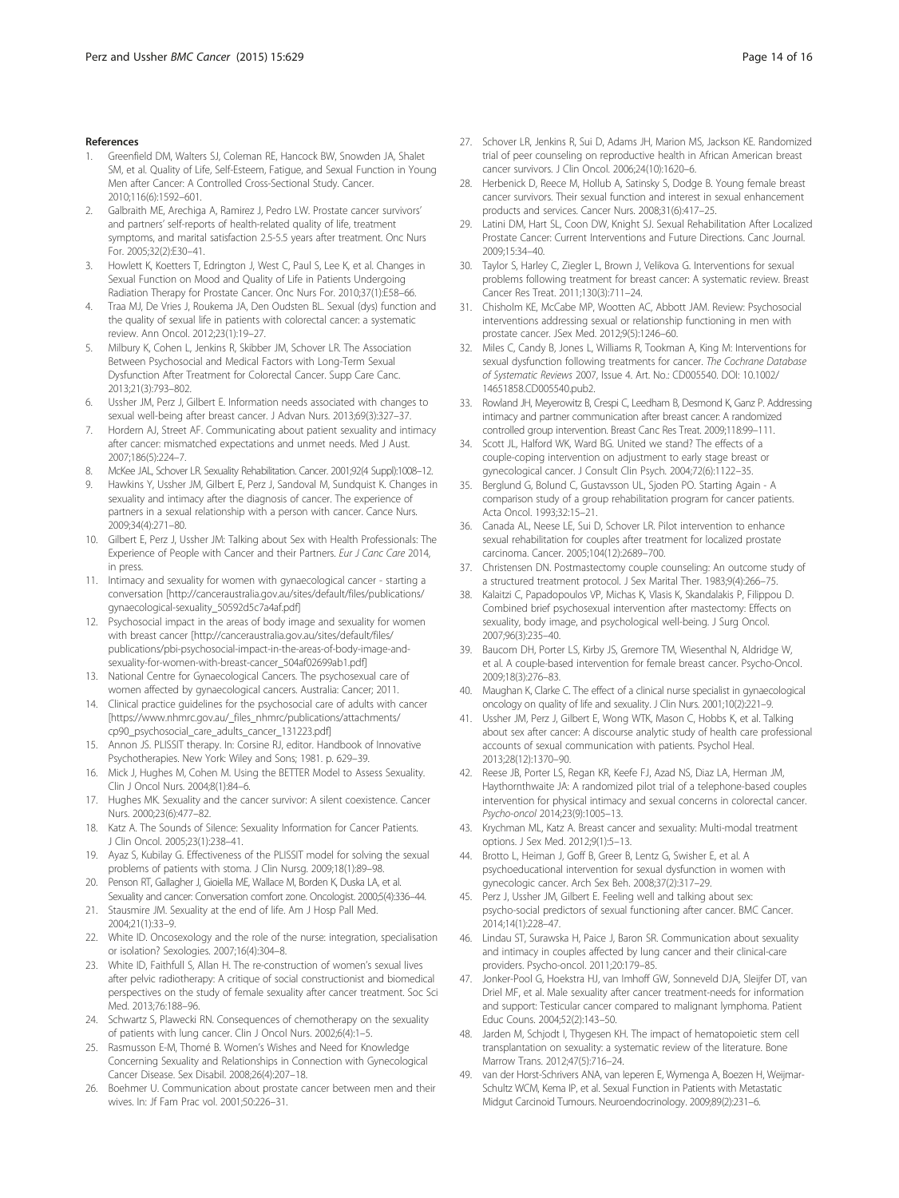## References

1. Greenfield DM, Walters SJ, Coleman RE, Hancock BW, Snowden JA, Shalet SM, et al. Quality of Life, Self-Esteem, Fatigue, and Sexual Function in Young Men after Cancer: A Controlled Cross-Sectional Study. Cancer. 2010;116(6):1592–601.
2. Galbraith ME, Arechiga A, Ramirez J, Pedro LW. Prostate cancer survivors' and partners' self-reports of health-related quality of life, treatment symptoms, and marital satisfaction 2.5-5.5 years after treatment. Onc Nurs For. 2005;32(2):E30–41.
3. Howlett K, Koetters T, Edrington J, West C, Paul S, Lee K, et al. Changes in Sexual Function on Mood and Quality of Life in Patients Undergoing Radiation Therapy for Prostate Cancer. Onc Nurs For. 2010;37(1):E58–66.
4. Traa MJ, De Vries J, Roukema JA, Den Oudsten BL. Sexual (dys) function and the quality of sexual life in patients with colorectal cancer: a systematic review. Ann Oncol. 2012;23(1):19–27.
5. Milbury K, Cohen L, Jenkins R, Skibber JM, Schover LR. The Association Between Psychosocial and Medical Factors with Long-Term Sexual Dysfunction After Treatment for Colorectal Cancer. Supp Care Canc. 2013;21(3):793–802.
6. Ussher JM, Perz J, Gilbert E. Information needs associated with changes to sexual well-being after breast cancer. J Advan Nurs. 2013;69(3):327–37.
7. Hordern AJ, Street AF. Communicating about patient sexuality and intimacy after cancer: mismatched expectations and unmet needs. Med J Aust. 2007;186(5):224–7.
8. McKee JAL, Schover LR. Sexuality Rehabilitation. Cancer. 2001;92(4 Suppl):1008–12.
9. Hawkins Y, Ussher JM, Gilbert E, Perz J, Sandoval M, Sundquist K. Changes in sexuality and intimacy after the diagnosis of cancer. The experience of partners in a sexual relationship with a person with cancer. Cance Nurs. 2009;34(4):271–80.
10. Gilbert E, Perz J, Ussher JM: Talking about Sex with Health Professionals: The Experience of People with Cancer and their Partners. *Eur J Canc Care* 2014, in press.
11. Intimacy and sexuality for women with gynaecological cancer - starting a conversation [http://canceraustralia.gov.au/sites/default/files/publications/gynaecological-sexuality_50592d5c7a4af.pdf]
12. Psychosocial impact in the areas of body image and sexuality for women with breast cancer [http://canceraustralia.gov.au/sites/default/files/publications/pbi-psychosocial-impact-in-the-areas-of-body-image-and-sexuality-for-women-with-breast-cancer_504af02699ab1.pdf]
13. National Centre for Gynaecological Cancers. The psychosocial care of women affected by gynaecological cancers. Australia: Cancer; 2011.
14. Clinical practice guidelines for the psychosocial care of adults with cancer [https://www.nhmrc.gov.au/_files_nhmrc/publications/attachments/cp90_psychosocial_care_adults_cancer_131223.pdf]
15. Annon JS. PLISSIT therapy. In: Corsine RJ, editor. Handbook of Innovative Psychotherapies. New York: Wiley and Sons; 1981. p. 629–39.
16. Mick J, Hughes M, Cohen M. Using the BETTER Model to Assess Sexuality. Clin J Oncol Nurs. 2004;8(1):84–6.
17. Hughes MK. Sexuality and the cancer survivor: A silent coexistence. Cancer Nurs. 2000;23(6):477–82.
18. Katz A. The Sounds of Silence: Sexuality Information for Cancer Patients. J Clin Oncol. 2005;23(1):238–41.
19. Ayaz S, Kubilay G. Effectiveness of the PLISSIT model for solving the sexual problems of patients with stoma. J Clin Nursg. 2009;18(1):89–98.
20. Penson RT, Gallagher J, Gioiella ME, Wallace M, Borden K, Duska LA, et al. Sexuality and cancer: Conversation comfort zone. Oncologist. 2000;5(4):336–44.
21. Stausmire JM. Sexuality at the end of life. Am J Hosp Pall Med. 2004;21(1):33–9.
22. White ID. Oncosexology and the role of the nurse: integration, specialisation or isolation? Sexologies. 2007;16(4):304–8.
23. White ID, Faithfull S, Allan H. The re-construction of women's sexual lives after pelvic radiotherapy: A critique of social constructionist and biomedical perspectives on the study of female sexuality after cancer treatment. Soc Sci Med. 2013;76:188–96.
24. Schwartz S, Plawecki RN. Consequences of chemotherapy on the sexuality of patients with lung cancer. Clin J Oncol Nurs. 2002;6(4):1–5.
25. Rasmusson E-M, Thomé B. Women's Wishes and Need for Knowledge Concerning Sexuality and Relationships in Connection with Gynecological Cancer Disease. Sex Disabil. 2008;26(4):207–18.
26. Boehmer U. Communication about prostate cancer between men and their wives. In: Jf Fam Prac vol. 2001;50:226–31.
27. Schover LR, Jenkins R, Sui D, Adams JH, Marion MS, Jackson KE. Randomized trial of peer counseling on reproductive health in African American breast cancer survivors. J Clin Oncol. 2006;24(10):1620–6.
28. Herbenick D, Reece M, Hollub A, Satinsky S, Dodge B. Young female breast cancer survivors. Their sexual function and interest in sexual enhancement products and services. Cancer Nurs. 2008;31(6):417–25.
29. Latini DM, Hart SL, Coon DW, Knight SJ. Sexual Rehabilitation After Localized Prostate Cancer: Current Interventions and Future Directions. Canc Journal. 2009;15:34–40.
30. Taylor S, Harley C, Ziegler L, Brown J, Velikova G. Interventions for sexual problems following treatment for breast cancer: A systematic review. Breast Cancer Res Treat. 2011;130(3):711–24.
31. Chisholm KE, McCabe MP, Wootten AC, Abbott JAM. Review: Psychosocial interventions addressing sexual or relationship functioning in men with prostate cancer. JSex Med. 2012;9(5):1246–60.
32. Miles C, Candy B, Jones L, Williams R, Tookman A, King M: Interventions for sexual dysfunction following treatments for cancer. *The Cochrane Database of Systematic Reviews* 2007, Issue 4. Art. No.: CD005540. DOI: 10.1002/14651858.CD005540.pub2.
33. Rowland JH, Meyerowitz B, Crespi C, Leedham B, Desmond K, Ganz P. Addressing intimacy and partner communication after breast cancer: A randomized controlled group intervention. Breast Canc Res Treat. 2009;118:99–111.
34. Scott JL, Halford WK, Ward BG. United we stand? The effects of a couple-coping intervention on adjustment to early stage breast or gynecological cancer. J Consult Clin Psych. 2004;72(6):1122–35.
35. Berglund G, Bolund C, Gustavsson UL, Sjoden PO. Starting Again - A comparison study of a group rehabilitation program for cancer patients. Acta Oncol. 1993;32:15–21.
36. Canada AL, Neese LE, Sui D, Schover LR. Pilot intervention to enhance sexual rehabilitation for couples after treatment for localized prostate carcinoma. Cancer. 2005;104(12):2689–700.
37. Christensen DN. Postmastectomy couple counseling: An outcome study of a structured treatment protocol. J Sex Marital Ther. 1983;9(4):266–75.
38. Kalaitzi C, Papadopoulos VP, Michas K, Vlasis K, Skandalakis P, Filippou D. Combined brief psychosexual intervention after mastectomy: Effects on sexuality, body image, and psychological well-being. J Surg Oncol. 2007;96(3):235–40.
39. Baucom DH, Porter LS, Kirby JS, Gremore TM, Wiesenthal N, Aldridge W, et al. A couple-based intervention for female breast cancer. Psycho-Oncol. 2009;18(3):276–83.
40. Maughan K, Clarke C. The effect of a clinical nurse specialist in gynaecological oncology on quality of life and sexuality. J Clin Nurs. 2001;10(2):221–9.
41. Ussher JM, Perz J, Gilbert E, Wong WTK, Mason C, Hobbs K, et al. Talking about sex after cancer: A discourse analytic study of health care professional accounts of sexual communication with patients. Psychol Heal. 2013;28(12):1370–90.
42. Reese JB, Porter LS, Regan KR, Keefe FJ, Azad NS, Diaz LA, Herman JM, Haythornthwaite JA: A randomized pilot trial of a telephone-based couples intervention for physical intimacy and sexual concerns in colorectal cancer. *Psycho-oncol* 2014;23(9):1005–13.
43. Krychman ML, Katz A. Breast cancer and sexuality: Multi-modal treatment options. J Sex Med. 2012;9(1):5–13.
44. Brotto L, Heiman J, Goff B, Greer B, Lentz G, Swisher E, et al. A psychoeducational intervention for sexual dysfunction in women with gynecologic cancer. Arch Sex Beh. 2008;37(2):317–29.
45. Perz J, Ussher JM, Gilbert E. Feeling well and talking about sex: psycho-social predictors of sexual functioning after cancer. BMC Cancer. 2014;14(1):228–47.
46. Lindau ST, Surawska H, Paice J, Baron SR. Communication about sexuality and intimacy in couples affected by lung cancer and their clinical-care providers. Psycho-oncol. 2011;20:179–85.
47. Jonker-Pool G, Hoekstra HJ, van Imhoff GW, Sonneveld DJA, Sleijfer DT, van Driel MF, et al. Male sexuality after cancer treatment-needs for information and support: Testicular cancer compared to malignant lymphoma. Patient Educ Couns. 2004;52(2):143–50.
48. Jarden M, Schjodt I, Thygesen KH. The impact of hematopoietic stem cell transplantation on sexuality: a systematic review of the literature. Bone Marrow Trans. 2012;47(5):716–24.
49. van der Horst-Schrivers ANA, van Ieperen E, Wymenga A, Boezen H, Weijmar-Schultz WCM, Kema IP, et al. Sexual Function in Patients with Metastatic Midgut Carcinoid Tumours. Neuroendocrinology. 2009;89(2):231–6.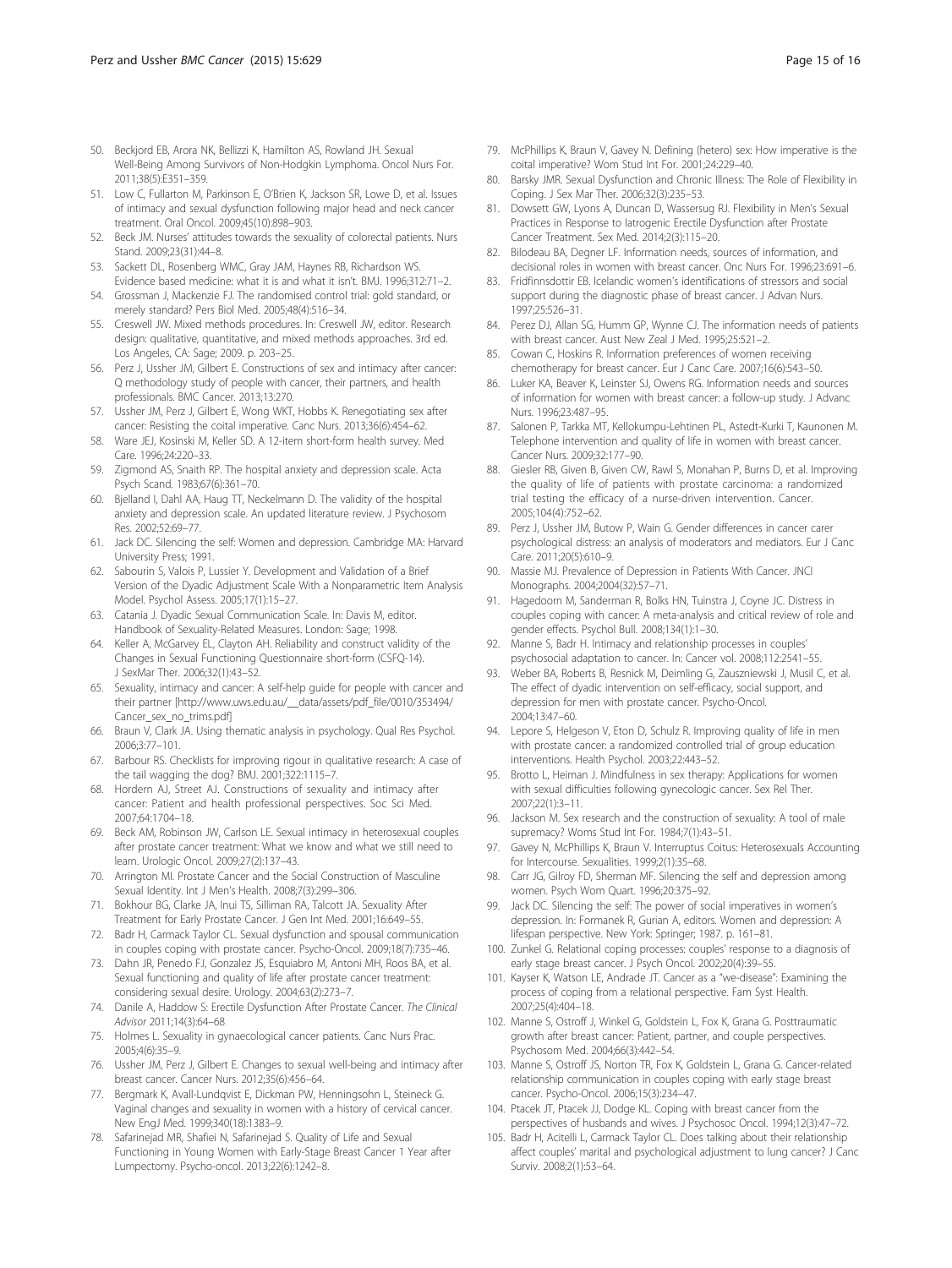50. Beckjord EB, Arora NK, Bellizzi K, Hamilton AS, Rowland JH. Sexual Well-Being Among Survivors of Non-Hodgkin Lymphoma. Oncol Nurs For. 2011;38(5):E351–359.
51. Low C, Fullarton M, Parkinson E, O'Brien K, Jackson SR, Lowe D, et al. Issues of intimacy and sexual dysfunction following major head and neck cancer treatment. Oral Oncol. 2009;45(10):898–903.
52. Beck JM. Nurses' attitudes towards the sexuality of colorectal patients. Nurs Stand. 2009;23(31):44–8.
53. Sackett DL, Rosenberg WMC, Gray JAM, Haynes RB, Richardson WS. Evidence based medicine: what it is and what it isn't. BMJ. 1996;312:71–2.
54. Grossman J, Mackenzie FJ. The randomised control trial: gold standard, or merely standard? Pers Biol Med. 2005;48(4):516–34.
55. Creswell JW. Mixed methods procedures. In: Creswell JW, editor. Research design: qualitative, quantitative, and mixed methods approaches. 3rd ed. Los Angeles, CA: Sage; 2009. p. 203–25.
56. Perz J, Ussher JM, Gilbert E. Constructions of sex and intimacy after cancer: Q methodology study of people with cancer, their partners, and health professionals. BMC Cancer. 2013;13:270.
57. Ussher JM, Perz J, Gilbert E, Wong WKT, Hobbs K. Renegotiating sex after cancer: Resisting the coital imperative. Canc Nurs. 2013;36(6):454–62.
58. Ware JEJ, Kosinski M, Keller SD. A 12-item short-form health survey. Med Care. 1996;24:220–33.
59. Zigmond AS, Snaith RP. The hospital anxiety and depression scale. Acta Psych Scand. 1983;67(6):361–70.
60. Bjelland I, Dahl AA, Haug TT, Neckelmann D. The validity of the hospital anxiety and depression scale. An updated literature review. J Psychosom Res. 2002;52:69–77.
61. Jack DC. Silencing the self: Women and depression. Cambridge MA: Harvard University Press; 1991.
62. Sabourin S, Valois P, Lussier Y. Development and Validation of a Brief Version of the Dyadic Adjustment Scale With a Nonparametric Item Analysis Model. Psychol Assess. 2005;17(1):15–27.
63. Catania J. Dyadic Sexual Communication Scale. In: Davis M, editor. Handbook of Sexuality-Related Measures. London: Sage; 1998.
64. Keller A, McGarvey EL, Clayton AH. Reliability and construct validity of the Changes in Sexual Functioning Questionnaire short-form (CSFQ-14). J SexMar Ther. 2006;32(1):43–52.
65. Sexuality, intimacy and cancer: A self-help guide for people with cancer and their partner [http://www.uws.edu.au/__data/assets/pdf_file/0010/353494/Cancer_sex_no_trims.pdf]
66. Braun V, Clark JA. Using thematic analysis in psychology. Qual Res Psychol. 2006;3:77–101.
67. Barbour RS. Checklists for improving rigour in qualitative research: A case of the tail wagging the dog? BMJ. 2001;322:1115–7.
68. Hordern AJ, Street AJ. Constructions of sexuality and intimacy after cancer: Patient and health professional perspectives. Soc Sci Med. 2007;64:1704–18.
69. Beck AM, Robinson JW, Carlson LE. Sexual intimacy in heterosexual couples after prostate cancer treatment: What we know and what we still need to learn. Urologic Oncol. 2009;27(2):137–43.
70. Arrington MI. Prostate Cancer and the Social Construction of Masculine Sexual Identity. Int J Men's Health. 2008;7(3):299–306.
71. Bokhour BG, Clarke JA, Inui TS, Silliman RA, Talcott JA. Sexuality After Treatment for Early Prostate Cancer. J Gen Int Med. 2001;16:649–55.
72. Badr H, Carmack Taylor CL. Sexual dysfunction and spousal communication in couples coping with prostate cancer. Psycho-Oncol. 2009;18(7):735–46.
73. Dahn JR, Penedo FJ, Gonzalez JS, Esquiabro M, Antoni MH, Roos BA, et al. Sexual functioning and quality of life after prostate cancer treatment: considering sexual desire. Urology. 2004;63(2):273–7.
74. Danile A, Haddow S: Erectile Dysfunction After Prostate Cancer. *The Clinical Advisor* 2011;14(3):64–68
75. Holmes L. Sexuality in gynaecological cancer patients. Canc Nurs Prac. 2005;4(6):35–9.
76. Ussher JM, Perz J, Gilbert E. Changes to sexual well-being and intimacy after breast cancer. Cancer Nurs. 2012;35(6):456–64.
77. Bergmark K, Avall-Lundqvist E, Dickman PW, Henningsohn L, Steineck G. Vaginal changes and sexuality in women with a history of cervical cancer. New EngJ Med. 1999;340(18):1383–9.
78. Safarinejad MR, Shafiei N, Safarinejad S. Quality of Life and Sexual Functioning in Young Women with Early-Stage Breast Cancer 1 Year after Lumpectomy. Psycho-oncol. 2013;22(6):1242–8.
79. McPhillips K, Braun V, Gavey N. Defining (hetero) sex: How imperative is the coital imperative? Wom Stud Int For. 2001;24:229–40.
80. Barsky JMR. Sexual Dysfunction and Chronic Illness: The Role of Flexibility in Coping. J Sex Mar Ther. 2006;32(3):235–53.
81. Dowsett GW, Lyons A, Duncan D, Wassersug RJ. Flexibility in Men's Sexual Practices in Response to Iatrogenic Erectile Dysfunction after Prostate Cancer Treatment. Sex Med. 2014;2(3):115–20.
82. Bilodeau BA, Degner LF. Information needs, sources of information, and decisional roles in women with breast cancer. Onc Nurs For. 1996;23:691–6.
83. Fridfinnsdottir EB. Icelandic women's identifications of stressors and social support during the diagnostic phase of breast cancer. J Advan Nurs. 1997;25:526–31.
84. Perez DJ, Allan SG, Humm GP, Wynne CJ. The information needs of patients with breast cancer. Aust New Zeal J Med. 1995;25:521–2.
85. Cowan C, Hoskins R. Information preferences of women receiving chemotherapy for breast cancer. Eur J Canc Care. 2007;16(6):543–50.
86. Luker KA, Beaver K, Leinster SJ, Owens RG. Information needs and sources of information for women with breast cancer: a follow-up study. J Advanc Nurs. 1996;23:487–95.
87. Salonen P, Tarkka MT, Kellokumpu-Lehtinen PL, Astedt-Kurki T, Kaunonen M. Telephone intervention and quality of life in women with breast cancer. Cancer Nurs. 2009;32:177–90.
88. Giesler RB, Given B, Given CW, Rawl S, Monahan P, Burns D, et al. Improving the quality of life of patients with prostate carcinoma: a randomized trial testing the efficacy of a nurse-driven intervention. Cancer. 2005;104(4):752–62.
89. Perz J, Ussher JM, Butow P, Wain G. Gender differences in cancer carer psychological distress: an analysis of moderators and mediators. Eur J Canc Care. 2011;20(5):610–9.
90. Massie MJ. Prevalence of Depression in Patients With Cancer. JNCI Monographs. 2004;2004(32):57–71.
91. Hagedoorn M, Sanderman R, Bolks HN, Tuinstra J, Coyne JC. Distress in couples coping with cancer: A meta-analysis and critical review of role and gender effects. Psychol Bull. 2008;134(1):1–30.
92. Manne S, Badr H. Intimacy and relationship processes in couples' psychosocial adaptation to cancer. In: Cancer vol. 2008;112:2541–55.
93. Weber BA, Roberts B, Resnick M, Deimling G, Zauszniewski J, Musil C, et al. The effect of dyadic intervention on self-efficacy, social support, and depression for men with prostate cancer. Psycho-Oncol. 2004;13:47–60.
94. Lepore S, Helgeson V, Eton D, Schulz R. Improving quality of life in men with prostate cancer: a randomized controlled trial of group education interventions. Health Psychol. 2003;22:443–52.
95. Brotto L, Heiman J. Mindfulness in sex therapy: Applications for women with sexual difficulties following gynecologic cancer. Sex Rel Ther. 2007;22(1):3–11.
96. Jackson M. Sex research and the construction of sexuality: A tool of male supremacy? Woms Stud Int For. 1984;7(1):43–51.
97. Gavey N, McPhillips K, Braun V. Interruptus Coitus: Heterosexuals Accounting for Intercourse. Sexualities. 1999;2(1):35–68.
98. Carr JG, Gilroy FD, Sherman MF. Silencing the self and depression among women. Psych Wom Quart. 1996;20:375–92.
99. Jack DC. Silencing the self: The power of social imperatives in women's depression. In: Formanek R, Gurian A, editors. Women and depression: A lifespan perspective. New York: Springer; 1987. p. 161–81.
100. Zunkel G. Relational coping processes: couples' response to a diagnosis of early stage breast cancer. J Psych Oncol. 2002;20(4):39–55.
101. Kayser K, Watson LE, Andrade JT. Cancer as a "we-disease": Examining the process of coping from a relational perspective. Fam Syst Health. 2007;25(4):404–18.
102. Manne S, Ostroff J, Winkel G, Goldstein L, Fox K, Grana G. Posttraumatic growth after breast cancer: Patient, partner, and couple perspectives. Psychosom Med. 2004;66(3):442–54.
103. Manne S, Ostroff JS, Norton TR, Fox K, Goldstein L, Grana G. Cancer-related relationship communication in couples coping with early stage breast cancer. Psycho-Oncol. 2006;15(3):234–47.
104. Ptacek JT, Ptacek JJ, Dodge KL. Coping with breast cancer from the perspectives of husbands and wives. J Psychosoc Oncol. 1994;12(3):47–72.
105. Badr H, Acitelli L, Carmack Taylor CL. Does talking about their relationship affect couples' marital and psychological adjustment to lung cancer? J Canc Surviv. 2008;2(1):53–64.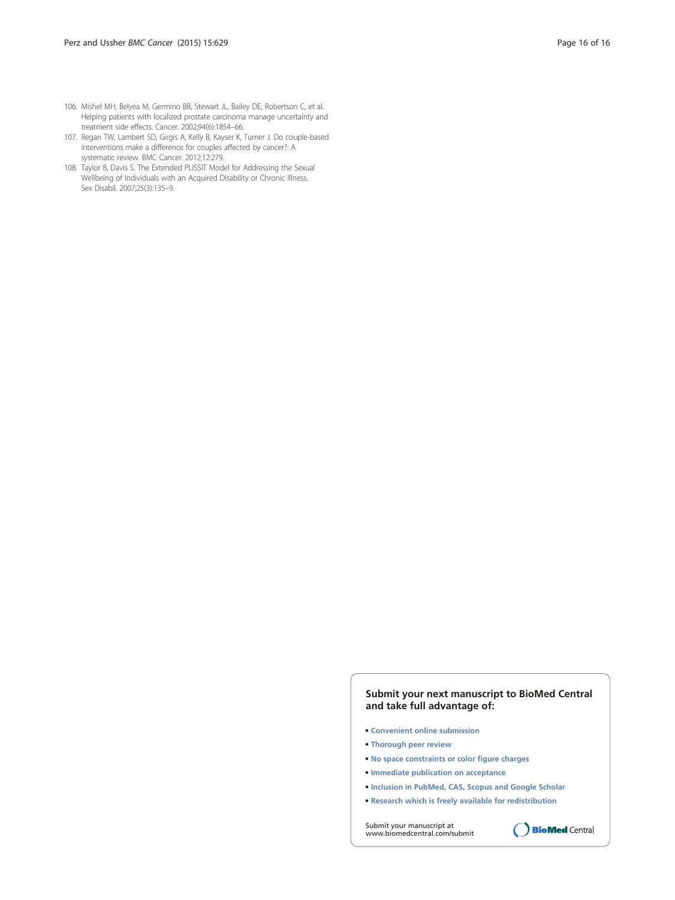106. Mishel MH, Belyea M, Germino BB, Stewart JL, Bailey DE, Robertson C, et al. Helping patients with localized prostate carcinoma manage uncertainty and treatment side effects. Cancer. 2002;94(6):1854–66.
107. Regan TW, Lambert SD, Girgis A, Kelly B, Kayser K, Turner J. Do couple-based interventions make a difference for couples affected by cancer?: A systematic review. BMC Cancer. 2012;12:279.
108. Taylor B, Davis S. The Extended PLISSIT Model for Addressing the Sexual Wellbeing of Individuals with an Acquired Disability or Chronic Illness. Sex Disabil. 2007;25(3):135–9.

**Submit your next manuscript to BioMed Central and take full advantage of:**

- **Convenient online submission**
- **Thorough peer review**
- **No space constraints or color figure charges**
- **Immediate publication on acceptance**
- **Inclusion in PubMed, CAS, Scopus and Google Scholar**
- **Research which is freely available for redistribution**

Submit your manuscript at
www.biomedcentral.com/submit

BioMed Central